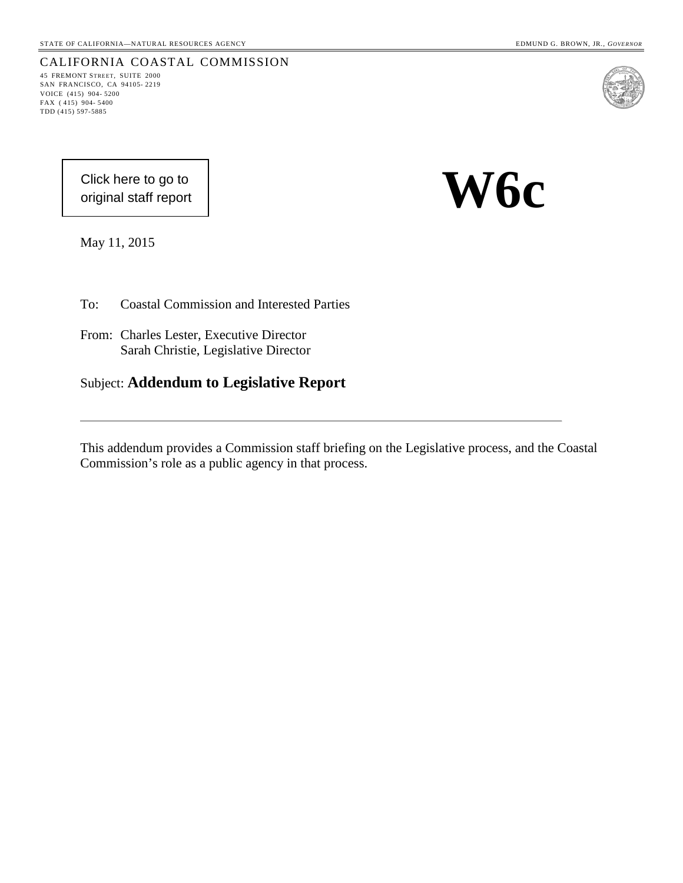STATE OF CALIFORNIA—NATURAL RESOURCES AGENCY EDMUND G. BROWN, JR., *GOVERNOR*

CALIFORNIA COASTAL COMMISSION
45 FREMONT STREET, SUITE 2000
SAN FRANCISCO, CA 94105- 2219
VOICE (415) 904- 5200
FAX ( 415) 904- 5400
TDD (415) 597-5885

Click here to go to original staff report

# W6c

May 11, 2015

To: Coastal Commission and Interested Parties

From: Charles Lester, Executive Director
Sarah Christie, Legislative Director

Subject: **Addendum to Legislative Report**

---

This addendum provides a Commission staff briefing on the Legislative process, and the Coastal Commission's role as a public agency in that process.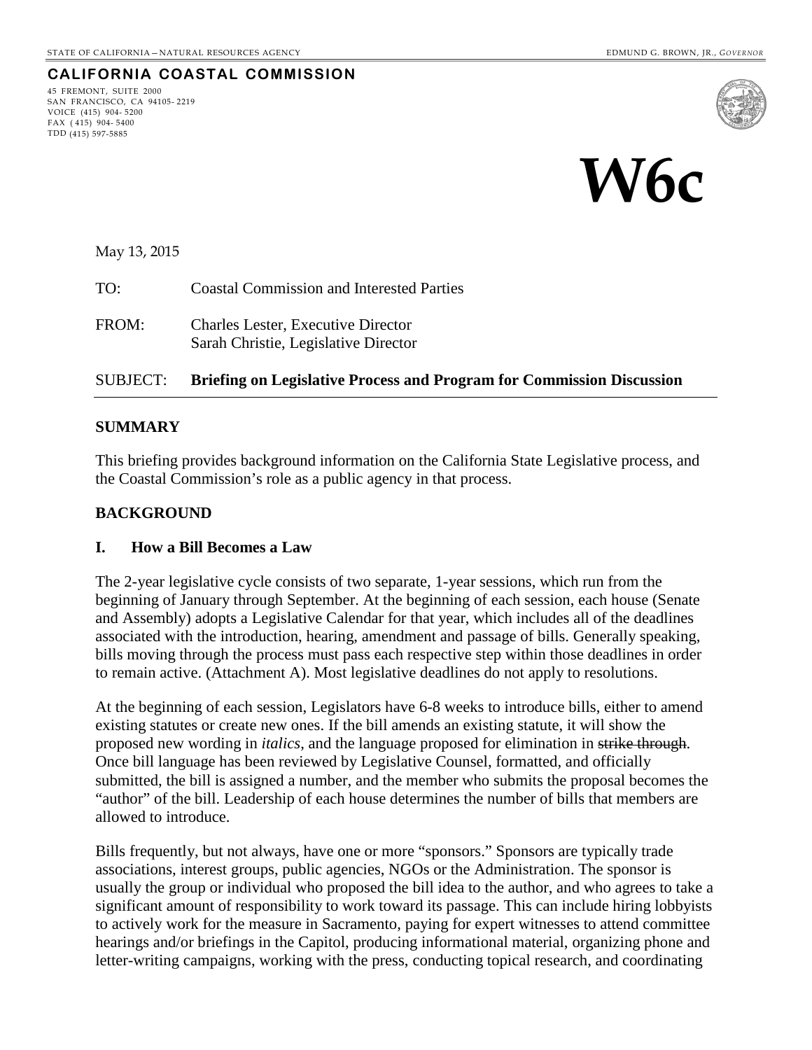STATE OF CALIFORNIA — NATURAL RESOURCES AGENCY

EDMUND G. BROWN, JR., *GOVERNOR*

**CALIFORNIA COASTAL COMMISSION**

45 FREMONT, SUITE 2000
SAN FRANCISCO, CA 94105-2219
VOICE (415) 904-5200
FAX (415) 904-5400
TDD (415) 597-5885

# W6c

May 13, 2015

TO: Coastal Commission and Interested Parties

FROM: Charles Lester, Executive Director
Sarah Christie, Legislative Director

SUBJECT: **Briefing on Legislative Process and Program for Commission Discussion**

## SUMMARY

This briefing provides background information on the California State Legislative process, and the Coastal Commission's role as a public agency in that process.

## BACKGROUND

### I. How a Bill Becomes a Law

The 2-year legislative cycle consists of two separate, 1-year sessions, which run from the beginning of January through September. At the beginning of each session, each house (Senate and Assembly) adopts a Legislative Calendar for that year, which includes all of the deadlines associated with the introduction, hearing, amendment and passage of bills. Generally speaking, bills moving through the process must pass each respective step within those deadlines in order to remain active. (Attachment A). Most legislative deadlines do not apply to resolutions.

At the beginning of each session, Legislators have 6-8 weeks to introduce bills, either to amend existing statutes or create new ones. If the bill amends an existing statute, it will show the proposed new wording in *italics*, and the language proposed for elimination in ~~strike through~~. Once bill language has been reviewed by Legislative Counsel, formatted, and officially submitted, the bill is assigned a number, and the member who submits the proposal becomes the "author" of the bill. Leadership of each house determines the number of bills that members are allowed to introduce.

Bills frequently, but not always, have one or more "sponsors." Sponsors are typically trade associations, interest groups, public agencies, NGOs or the Administration. The sponsor is usually the group or individual who proposed the bill idea to the author, and who agrees to take a significant amount of responsibility to work toward its passage. This can include hiring lobbyists to actively work for the measure in Sacramento, paying for expert witnesses to attend committee hearings and/or briefings in the Capitol, producing informational material, organizing phone and letter-writing campaigns, working with the press, conducting topical research, and coordinating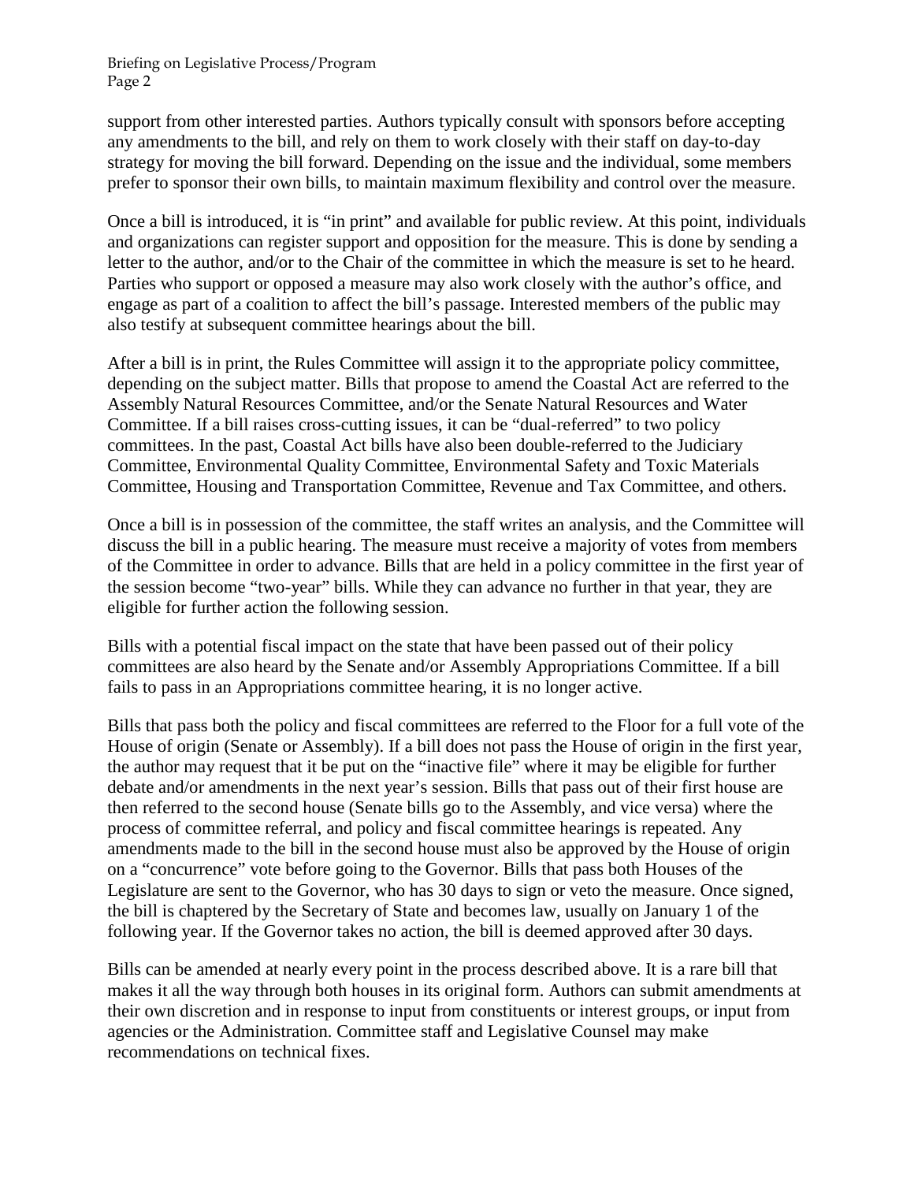support from other interested parties. Authors typically consult with sponsors before accepting any amendments to the bill, and rely on them to work closely with their staff on day-to-day strategy for moving the bill forward. Depending on the issue and the individual, some members prefer to sponsor their own bills, to maintain maximum flexibility and control over the measure.

Once a bill is introduced, it is "in print" and available for public review. At this point, individuals and organizations can register support and opposition for the measure. This is done by sending a letter to the author, and/or to the Chair of the committee in which the measure is set to he heard. Parties who support or opposed a measure may also work closely with the author's office, and engage as part of a coalition to affect the bill's passage. Interested members of the public may also testify at subsequent committee hearings about the bill.

After a bill is in print, the Rules Committee will assign it to the appropriate policy committee, depending on the subject matter. Bills that propose to amend the Coastal Act are referred to the Assembly Natural Resources Committee, and/or the Senate Natural Resources and Water Committee. If a bill raises cross-cutting issues, it can be "dual-referred" to two policy committees. In the past, Coastal Act bills have also been double-referred to the Judiciary Committee, Environmental Quality Committee, Environmental Safety and Toxic Materials Committee, Housing and Transportation Committee, Revenue and Tax Committee, and others.

Once a bill is in possession of the committee, the staff writes an analysis, and the Committee will discuss the bill in a public hearing. The measure must receive a majority of votes from members of the Committee in order to advance. Bills that are held in a policy committee in the first year of the session become "two-year" bills. While they can advance no further in that year, they are eligible for further action the following session.

Bills with a potential fiscal impact on the state that have been passed out of their policy committees are also heard by the Senate and/or Assembly Appropriations Committee. If a bill fails to pass in an Appropriations committee hearing, it is no longer active.

Bills that pass both the policy and fiscal committees are referred to the Floor for a full vote of the House of origin (Senate or Assembly). If a bill does not pass the House of origin in the first year, the author may request that it be put on the "inactive file" where it may be eligible for further debate and/or amendments in the next year's session. Bills that pass out of their first house are then referred to the second house (Senate bills go to the Assembly, and vice versa) where the process of committee referral, and policy and fiscal committee hearings is repeated. Any amendments made to the bill in the second house must also be approved by the House of origin on a "concurrence" vote before going to the Governor. Bills that pass both Houses of the Legislature are sent to the Governor, who has 30 days to sign or veto the measure. Once signed, the bill is chaptered by the Secretary of State and becomes law, usually on January 1 of the following year. If the Governor takes no action, the bill is deemed approved after 30 days.

Bills can be amended at nearly every point in the process described above. It is a rare bill that makes it all the way through both houses in its original form. Authors can submit amendments at their own discretion and in response to input from constituents or interest groups, or input from agencies or the Administration. Committee staff and Legislative Counsel may make recommendations on technical fixes.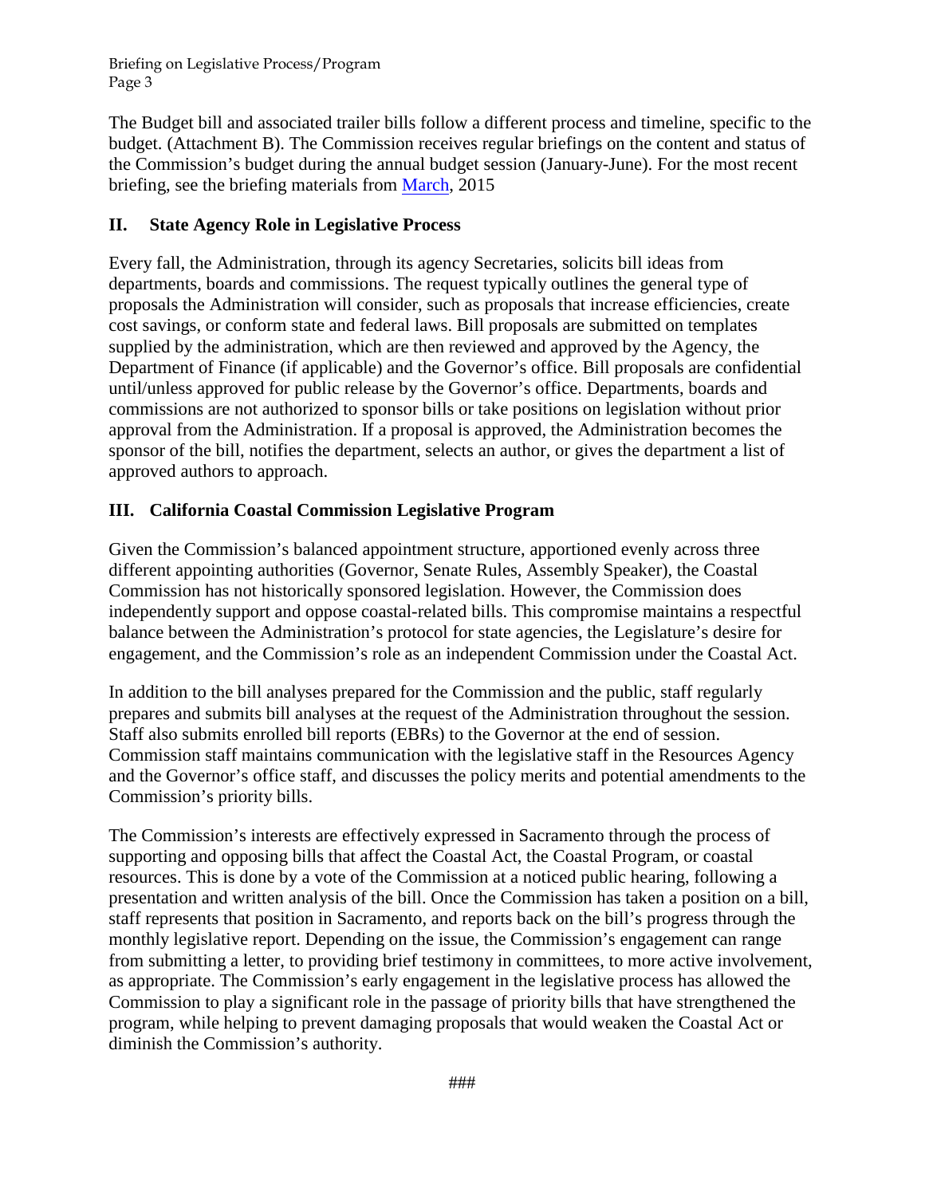The Budget bill and associated trailer bills follow a different process and timeline, specific to the budget. (Attachment B). The Commission receives regular briefings on the content and status of the Commission's budget during the annual budget session (January-June). For the most recent briefing, see the briefing materials from March, 2015

## II. State Agency Role in Legislative Process

Every fall, the Administration, through its agency Secretaries, solicits bill ideas from departments, boards and commissions. The request typically outlines the general type of proposals the Administration will consider, such as proposals that increase efficiencies, create cost savings, or conform state and federal laws. Bill proposals are submitted on templates supplied by the administration, which are then reviewed and approved by the Agency, the Department of Finance (if applicable) and the Governor's office. Bill proposals are confidential until/unless approved for public release by the Governor's office. Departments, boards and commissions are not authorized to sponsor bills or take positions on legislation without prior approval from the Administration. If a proposal is approved, the Administration becomes the sponsor of the bill, notifies the department, selects an author, or gives the department a list of approved authors to approach.

## III. California Coastal Commission Legislative Program

Given the Commission's balanced appointment structure, apportioned evenly across three different appointing authorities (Governor, Senate Rules, Assembly Speaker), the Coastal Commission has not historically sponsored legislation. However, the Commission does independently support and oppose coastal-related bills. This compromise maintains a respectful balance between the Administration's protocol for state agencies, the Legislature's desire for engagement, and the Commission's role as an independent Commission under the Coastal Act.

In addition to the bill analyses prepared for the Commission and the public, staff regularly prepares and submits bill analyses at the request of the Administration throughout the session. Staff also submits enrolled bill reports (EBRs) to the Governor at the end of session. Commission staff maintains communication with the legislative staff in the Resources Agency and the Governor's office staff, and discusses the policy merits and potential amendments to the Commission's priority bills.

The Commission's interests are effectively expressed in Sacramento through the process of supporting and opposing bills that affect the Coastal Act, the Coastal Program, or coastal resources. This is done by a vote of the Commission at a noticed public hearing, following a presentation and written analysis of the bill. Once the Commission has taken a position on a bill, staff represents that position in Sacramento, and reports back on the bill's progress through the monthly legislative report. Depending on the issue, the Commission's engagement can range from submitting a letter, to providing brief testimony in committees, to more active involvement, as appropriate. The Commission's early engagement in the legislative process has allowed the Commission to play a significant role in the passage of priority bills that have strengthened the program, while helping to prevent damaging proposals that would weaken the Coastal Act or diminish the Commission's authority.

###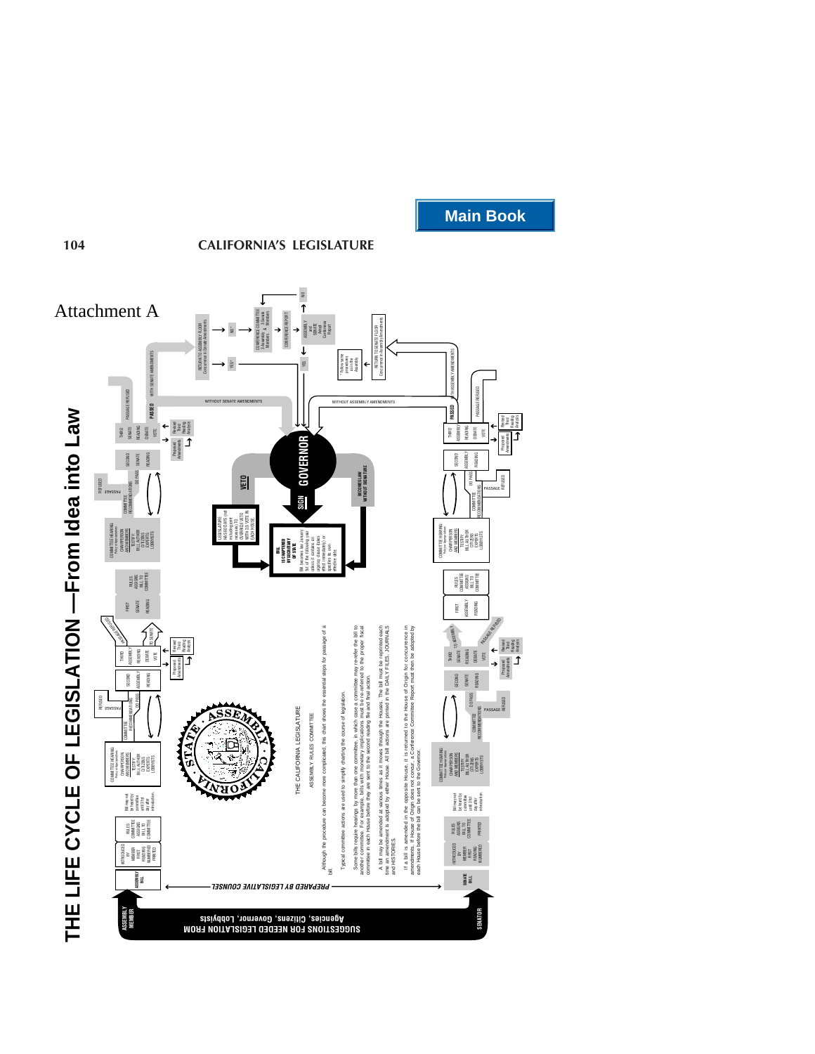Attachment A

# THE LIFE CYCLE OF LEGISLATION —From Idea into Law

THE CALIFORNIA LEGISLATURE

ASSEMBLY RULES COMMITTEE

Although the procedure can become more complicated, this chart shows the essential steps for passage of a bill.

Typical committee actions are used to simplify charting the course of legislation.

Some bills require hearings by more than one committee, in which case a committee may re-refer the bill to another committee. For example, bills with monetary implications must be re-referred to the proper fiscal committee in each House before they are sent to the second reading file and final action.

A bill may be amended at various times as it moves through the Houses. The bill must be reprinted each time an amendment is adopted by either House. All bill actions are printed in the DAILY FILES, JOURNALS and HISTORIES.

If a bill is amended in the opposite House, it is returned to the House of Origin for concurrence in amendments. If House of Origin does not concur, a Conference Committee Report must then be adopted by each House before the bill can be sent to the Governor.

SUGGESTIONS FOR NEEDED LEGISLATION FROM Agencies, Citizens, Governor, Lobbyists

ASSEMBLY MEMBER — SENATOR

PREPARED BY LEGISLATIVE COUNSEL

**Assembly Bill path:** ASSEMBLY BILL → INTRODUCED BY MEMBER, FIRST READING, NUMBERED, PRINTED → RULES COMMITTEE ASSIGNS BILL TO COMMITTEE → Bill may not be heard by committee until 31st day after introduction → COMMITTEE HEARING (Policy committee): CHAIRPERSON AND MEMBERS; TESTIFY: BILL AUTHOR, CITIZENS, EXPERTS, LOBBYISTS → COMMITTEE RECOMMENDATIONS: DO PASS / PASSAGE REFUSED → SECOND ASSEMBLY READING → THIRD ASSEMBLY READING, DEBATE, VOTE (Proposed Amendments; Revised Third Reading Analysis) → PASSAGE REFUSED / TO SENATE

→ FIRST SENATE READING → RULES ASSIGNS BILL TO COMMITTEE → COMMITTEE HEARING (Policy committee): CHAIRPERSON AND MEMBERS; TESTIFY: BILL AUTHOR, CITIZENS, EXPERTS, LOBBYISTS → COMMITTEE RECOMMENDATIONS: DO PASS / PASSAGE REFUSED → SECOND SENATE READING → THIRD SENATE READING, DEBATE, VOTE (Proposed Amendments; Revised Third Reading Analysis) → PASSED / PASSAGE REFUSED

- PASSED WITHOUT SENATE AMENDMENTS → GOVERNOR
- PASSED WITH SENATE AMENDMENTS → RETURN TO ASSEMBLY FLOOR (Concurrence in Senate Amendments) → YES* / NO* → CONFERENCE COMMITTEE (3 Assembly & 3 Senate Members) → CONFERENCE REPORT → ASSEMBLY and SENATE Adopt Conference Report → YES / NO

**Senate Bill path:** SENATE BILL → INTRODUCED BY MEMBER, FIRST READING, NUMBERED, PRINTED → RULES ASSIGNS BILL TO COMMITTEE → Bill may not be heard by committee until 31st day after introduction → COMMITTEE HEARING (Policy committee): CHAIRPERSON AND MEMBERS; TESTIFY: BILL AUTHOR, CITIZENS, EXPERTS, LOBBYISTS → COMMITTEE RECOMMENDATIONS: DO PASS / PASSAGE REFUSED → SECOND SENATE READING → THIRD SENATE READING, DEBATE, VOTE (Proposed Amendments; Revised Third Reading Analysis) → PASSAGE REFUSED / TO ASSEMBLY

→ FIRST ASSEMBLY READING → RULES COMMITTEE ASSIGNS BILL TO COMMITTEE → COMMITTEE HEARING (Policy committee): CHAIRPERSON AND MEMBERS; TESTIFY: BILL AUTHOR, CITIZENS, EXPERTS, LOBBYISTS → COMMITTEE RECOMMENDATIONS: DO PASS / PASSAGE REFUSED → SECOND ASSEMBLY READING → THIRD ASSEMBLY READING, DEBATE, VOTE (Proposed Amendments; Revised Third Reading Analysis) → PASSED / PASSAGE REFUSED

- PASSED WITHOUT ASSEMBLY AMENDMENTS → GOVERNOR
- PASSED WITH ASSEMBLY AMENDMENTS → RETURN TO SENATE FLOOR (Concurrence in Assembly Amendments)

\* Follow same procedure as in the Assembly

**GOVERNOR**

- SIGN → BILL IS CHAPTERED BY SECRETARY OF STATE. Bill becomes law January 1st of the following year unless it contains an urgency clause (takes effect immediately) or specifies its own effective date.
- VETO → LEGISLATURE HAS 60 DAYS (not including joint recesses) TO OVERRIDE VETO WITH 2/3 VOTE IN EACH HOUSE
- BECOMES LAW WITHOUT SIGNATURE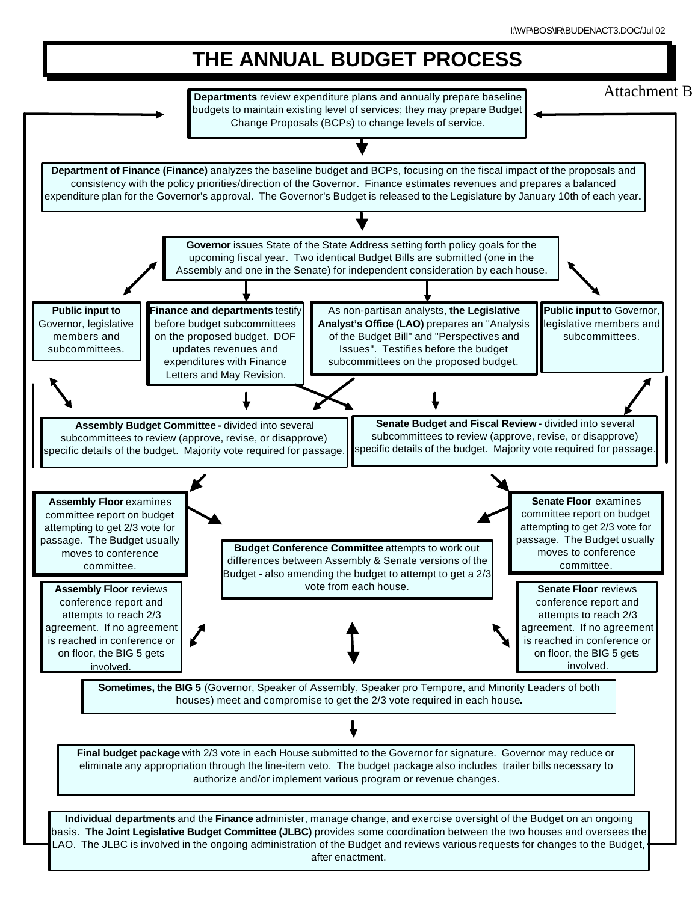I:\WP\BOS\IR\BUDENACT3.DOC/Jul 02

# THE ANNUAL BUDGET PROCESS

Attachment B

**Departments** review expenditure plans and annually prepare baseline budgets to maintain existing level of services; they may prepare Budget Change Proposals (BCPs) to change levels of service.

**Department of Finance (Finance)** analyzes the baseline budget and BCPs, focusing on the fiscal impact of the proposals and consistency with the policy priorities/direction of the Governor. Finance estimates revenues and prepares a balanced expenditure plan for the Governor's approval. The Governor's Budget is released to the Legislature by January 10th of each year.

**Governor** issues State of the State Address setting forth policy goals for the upcoming fiscal year. Two identical Budget Bills are submitted (one in the Assembly and one in the Senate) for independent consideration by each house.

**Public input to** Governor, legislative members and subcommittees.

**Finance and departments** testify before budget subcommittees on the proposed budget. DOF updates revenues and expenditures with Finance Letters and May Revision.

As non-partisan analysts, **the Legislative Analyst's Office (LAO)** prepares an "Analysis of the Budget Bill" and "Perspectives and Issues". Testifies before the budget subcommittees on the proposed budget.

**Public input to** Governor, legislative members and subcommittees.

**Assembly Budget Committee -** divided into several subcommittees to review (approve, revise, or disapprove) specific details of the budget. Majority vote required for passage.

**Senate Budget and Fiscal Review -** divided into several subcommittees to review (approve, revise, or disapprove) specific details of the budget. Majority vote required for passage.

**Assembly Floor** examines committee report on budget attempting to get 2/3 vote for passage. The Budget usually moves to conference committee.

**Senate Floor** examines committee report on budget attempting to get 2/3 vote for passage. The Budget usually moves to conference committee.

**Budget Conference Committee** attempts to work out differences between Assembly & Senate versions of the Budget - also amending the budget to attempt to get a 2/3 vote from each house.

**Assembly Floor** reviews conference report and attempts to reach 2/3 agreement. If no agreement is reached in conference or on floor, the BIG 5 gets involved.

**Senate Floor** reviews conference report and attempts to reach 2/3 agreement. If no agreement is reached in conference or on floor, the BIG 5 gets involved.

**Sometimes, the BIG 5** (Governor, Speaker of Assembly, Speaker pro Tempore, and Minority Leaders of both houses) meet and compromise to get the 2/3 vote required in each house.

**Final budget package** with 2/3 vote in each House submitted to the Governor for signature. Governor may reduce or eliminate any appropriation through the line-item veto. The budget package also includes trailer bills necessary to authorize and/or implement various program or revenue changes.

**Individual departments** and the **Finance** administer, manage change, and exercise oversight of the Budget on an ongoing basis. **The Joint Legislative Budget Committee (JLBC)** provides some coordination between the two houses and oversees the LAO. The JLBC is involved in the ongoing administration of the Budget and reviews various requests for changes to the Budget, after enactment.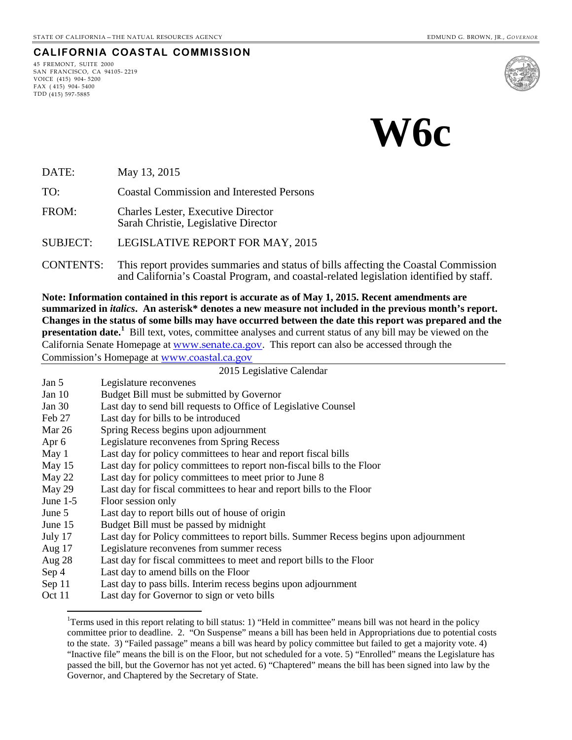STATE OF CALIFORNIA – THE NATURAL RESOURCES AGENCY EDMUND G. BROWN, JR., *GOVERNOR*

**CALIFORNIA COASTAL COMMISSION**

45 FREMONT, SUITE 2000
SAN FRANCISCO, CA 94105-2219
VOICE (415) 904-5200
FAX (415) 904-5400
TDD (415) 597-5885

# W6c

DATE: May 13, 2015

TO: Coastal Commission and Interested Persons

FROM: Charles Lester, Executive Director
Sarah Christie, Legislative Director

SUBJECT: LEGISLATIVE REPORT FOR MAY, 2015

CONTENTS: This report provides summaries and status of bills affecting the Coastal Commission and California's Coastal Program, and coastal-related legislation identified by staff.

**Note: Information contained in this report is accurate as of May 1, 2015. Recent amendments are summarized in *italics*. An asterisk* denotes a new measure not included in the previous month's report. Changes in the status of some bills may have occurred between the date this report was prepared and the presentation date.[1]** Bill text, votes, committee analyses and current status of any bill may be viewed on the California Senate Homepage at www.senate.ca.gov. This report can also be accessed through the Commission's Homepage at www.coastal.ca.gov

2015 Legislative Calendar

| | |
|---|---|
| Jan 5 | Legislature reconvenes |
| Jan 10 | Budget Bill must be submitted by Governor |
| Jan 30 | Last day to send bill requests to Office of Legislative Counsel |
| Feb 27 | Last day for bills to be introduced |
| Mar 26 | Spring Recess begins upon adjournment |
| Apr 6 | Legislature reconvenes from Spring Recess |
| May 1 | Last day for policy committees to hear and report fiscal bills |
| May 15 | Last day for policy committees to report non-fiscal bills to the Floor |
| May 22 | Last day for policy committees to meet prior to June 8 |
| May 29 | Last day for fiscal committees to hear and report bills to the Floor |
| June 1-5 | Floor session only |
| June 5 | Last day to report bills out of house of origin |
| June 15 | Budget Bill must be passed by midnight |
| July 17 | Last day for Policy committees to report bills. Summer Recess begins upon adjournment |
| Aug 17 | Legislature reconvenes from summer recess |
| Aug 28 | Last day for fiscal committees to meet and report bills to the Floor |
| Sep 4 | Last day to amend bills on the Floor |
| Sep 11 | Last day to pass bills. Interim recess begins upon adjournment |
| Oct 11 | Last day for Governor to sign or veto bills |

[1] Terms used in this report relating to bill status: 1) "Held in committee" means bill was not heard in the policy committee prior to deadline. 2. "On Suspense" means a bill has been held in Appropriations due to potential costs to the state. 3) "Failed passage" means a bill was heard by policy committee but failed to get a majority vote. 4) "Inactive file" means the bill is on the Floor, but not scheduled for a vote. 5) "Enrolled" means the Legislature has passed the bill, but the Governor has not yet acted. 6) "Chaptered" means the bill has been signed into law by the Governor, and Chaptered by the Secretary of State.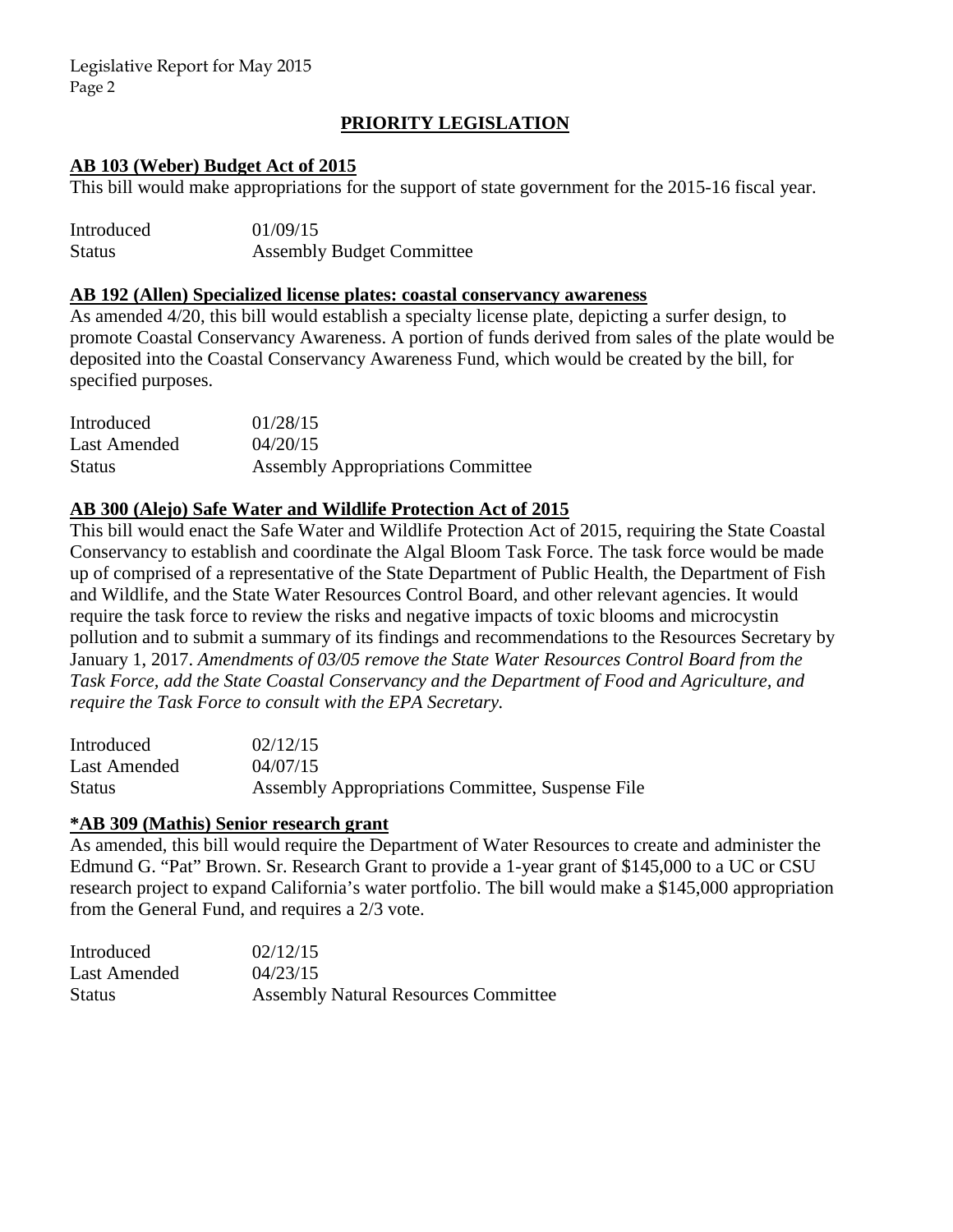## PRIORITY LEGISLATION

**AB 103 (Weber) Budget Act of 2015**

This bill would make appropriations for the support of state government for the 2015-16 fiscal year.

| | |
|---|---|
| Introduced | 01/09/15 |
| Status | Assembly Budget Committee |

**AB 192 (Allen) Specialized license plates: coastal conservancy awareness**

As amended 4/20, this bill would establish a specialty license plate, depicting a surfer design, to promote Coastal Conservancy Awareness. A portion of funds derived from sales of the plate would be deposited into the Coastal Conservancy Awareness Fund, which would be created by the bill, for specified purposes.

| | |
|---|---|
| Introduced | 01/28/15 |
| Last Amended | 04/20/15 |
| Status | Assembly Appropriations Committee |

**AB 300 (Alejo) Safe Water and Wildlife Protection Act of 2015**

This bill would enact the Safe Water and Wildlife Protection Act of 2015, requiring the State Coastal Conservancy to establish and coordinate the Algal Bloom Task Force. The task force would be made up of comprised of a representative of the State Department of Public Health, the Department of Fish and Wildlife, and the State Water Resources Control Board, and other relevant agencies. It would require the task force to review the risks and negative impacts of toxic blooms and microcystin pollution and to submit a summary of its findings and recommendations to the Resources Secretary by January 1, 2017. *Amendments of 03/05 remove the State Water Resources Control Board from the Task Force, add the State Coastal Conservancy and the Department of Food and Agriculture, and require the Task Force to consult with the EPA Secretary.*

| | |
|---|---|
| Introduced | 02/12/15 |
| Last Amended | 04/07/15 |
| Status | Assembly Appropriations Committee, Suspense File |

**\*AB 309 (Mathis) Senior research grant**

As amended, this bill would require the Department of Water Resources to create and administer the Edmund G. "Pat" Brown. Sr. Research Grant to provide a 1-year grant of $145,000 to a UC or CSU research project to expand California's water portfolio. The bill would make a $145,000 appropriation from the General Fund, and requires a 2/3 vote.

| | |
|---|---|
| Introduced | 02/12/15 |
| Last Amended | 04/23/15 |
| Status | Assembly Natural Resources Committee |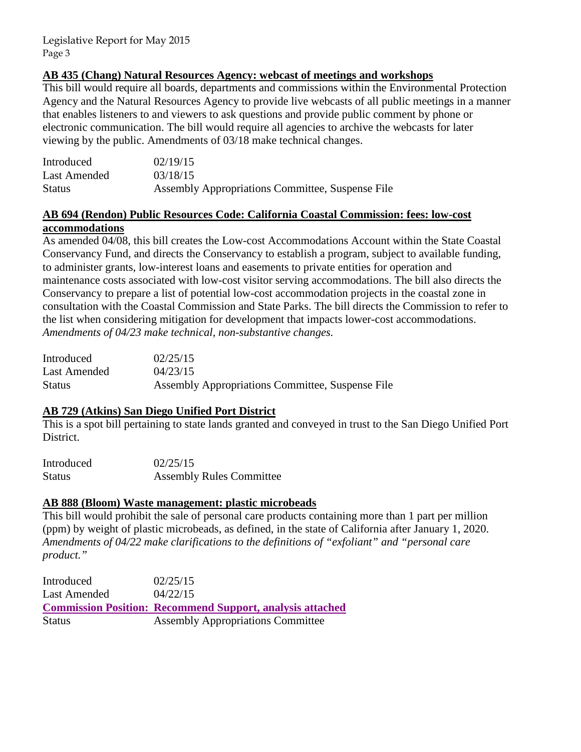### **AB 435 (Chang) Natural Resources Agency: webcast of meetings and workshops**

This bill would require all boards, departments and commissions within the Environmental Protection Agency and the Natural Resources Agency to provide live webcasts of all public meetings in a manner that enables listeners to and viewers to ask questions and provide public comment by phone or electronic communication. The bill would require all agencies to archive the webcasts for later viewing by the public. Amendments of 03/18 make technical changes.

| | |
|---|---|
| Introduced | 02/19/15 |
| Last Amended | 03/18/15 |
| Status | Assembly Appropriations Committee, Suspense File |

### **AB 694 (Rendon) Public Resources Code: California Coastal Commission: fees: low-cost accommodations**

As amended 04/08, this bill creates the Low-cost Accommodations Account within the State Coastal Conservancy Fund, and directs the Conservancy to establish a program, subject to available funding, to administer grants, low-interest loans and easements to private entities for operation and maintenance costs associated with low-cost visitor serving accommodations. The bill also directs the Conservancy to prepare a list of potential low-cost accommodation projects in the coastal zone in consultation with the Coastal Commission and State Parks. The bill directs the Commission to refer to the list when considering mitigation for development that impacts lower-cost accommodations. *Amendments of 04/23 make technical, non-substantive changes.*

| | |
|---|---|
| Introduced | 02/25/15 |
| Last Amended | 04/23/15 |
| Status | Assembly Appropriations Committee, Suspense File |

### **AB 729 (Atkins) San Diego Unified Port District**

This is a spot bill pertaining to state lands granted and conveyed in trust to the San Diego Unified Port District.

| | |
|---|---|
| Introduced | 02/25/15 |
| Status | Assembly Rules Committee |

### **AB 888 (Bloom) Waste management: plastic microbeads**

This bill would prohibit the sale of personal care products containing more than 1 part per million (ppm) by weight of plastic microbeads, as defined, in the state of California after January 1, 2020. *Amendments of 04/22 make clarifications to the definitions of "exfoliant" and "personal care product."*

| | |
|---|---|
| Introduced | 02/25/15 |
| Last Amended | 04/22/15 |
| **Commission Position:** | **Recommend Support, analysis attached** |
| Status | Assembly Appropriations Committee |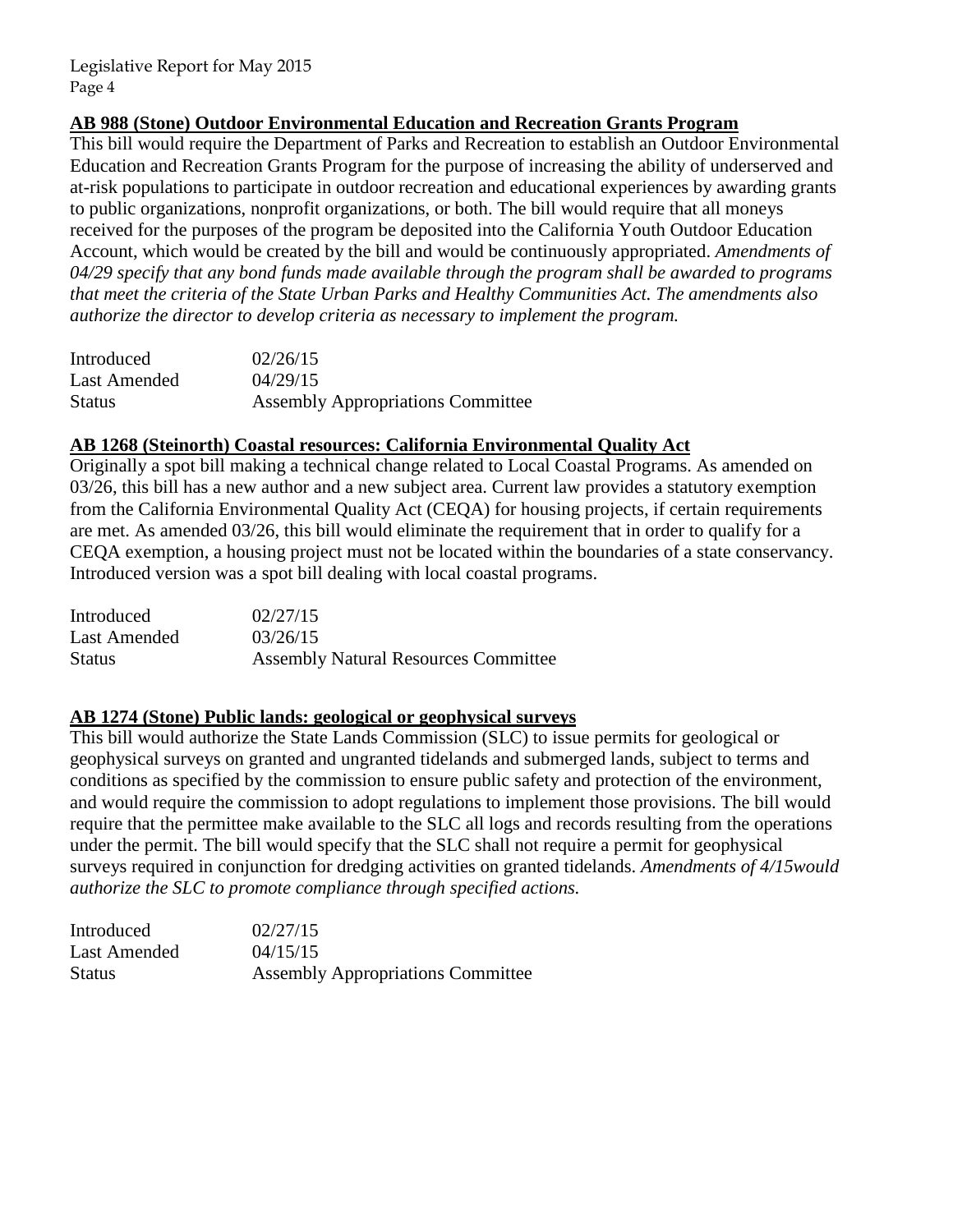**AB 988 (Stone) Outdoor Environmental Education and Recreation Grants Program**

This bill would require the Department of Parks and Recreation to establish an Outdoor Environmental Education and Recreation Grants Program for the purpose of increasing the ability of underserved and at-risk populations to participate in outdoor recreation and educational experiences by awarding grants to public organizations, nonprofit organizations, or both. The bill would require that all moneys received for the purposes of the program be deposited into the California Youth Outdoor Education Account, which would be created by the bill and would be continuously appropriated. *Amendments of 04/29 specify that any bond funds made available through the program shall be awarded to programs that meet the criteria of the State Urban Parks and Healthy Communities Act. The amendments also authorize the director to develop criteria as necessary to implement the program.*

| | |
|---|---|
| Introduced | 02/26/15 |
| Last Amended | 04/29/15 |
| Status | Assembly Appropriations Committee |

**AB 1268 (Steinorth) Coastal resources: California Environmental Quality Act**

Originally a spot bill making a technical change related to Local Coastal Programs. As amended on 03/26, this bill has a new author and a new subject area. Current law provides a statutory exemption from the California Environmental Quality Act (CEQA) for housing projects, if certain requirements are met. As amended 03/26, this bill would eliminate the requirement that in order to qualify for a CEQA exemption, a housing project must not be located within the boundaries of a state conservancy. Introduced version was a spot bill dealing with local coastal programs.

| | |
|---|---|
| Introduced | 02/27/15 |
| Last Amended | 03/26/15 |
| Status | Assembly Natural Resources Committee |

**AB 1274 (Stone) Public lands: geological or geophysical surveys**

This bill would authorize the State Lands Commission (SLC) to issue permits for geological or geophysical surveys on granted and ungranted tidelands and submerged lands, subject to terms and conditions as specified by the commission to ensure public safety and protection of the environment, and would require the commission to adopt regulations to implement those provisions. The bill would require that the permittee make available to the SLC all logs and records resulting from the operations under the permit. The bill would specify that the SLC shall not require a permit for geophysical surveys required in conjunction for dredging activities on granted tidelands. *Amendments of 4/15would authorize the SLC to promote compliance through specified actions.*

| | |
|---|---|
| Introduced | 02/27/15 |
| Last Amended | 04/15/15 |
| Status | Assembly Appropriations Committee |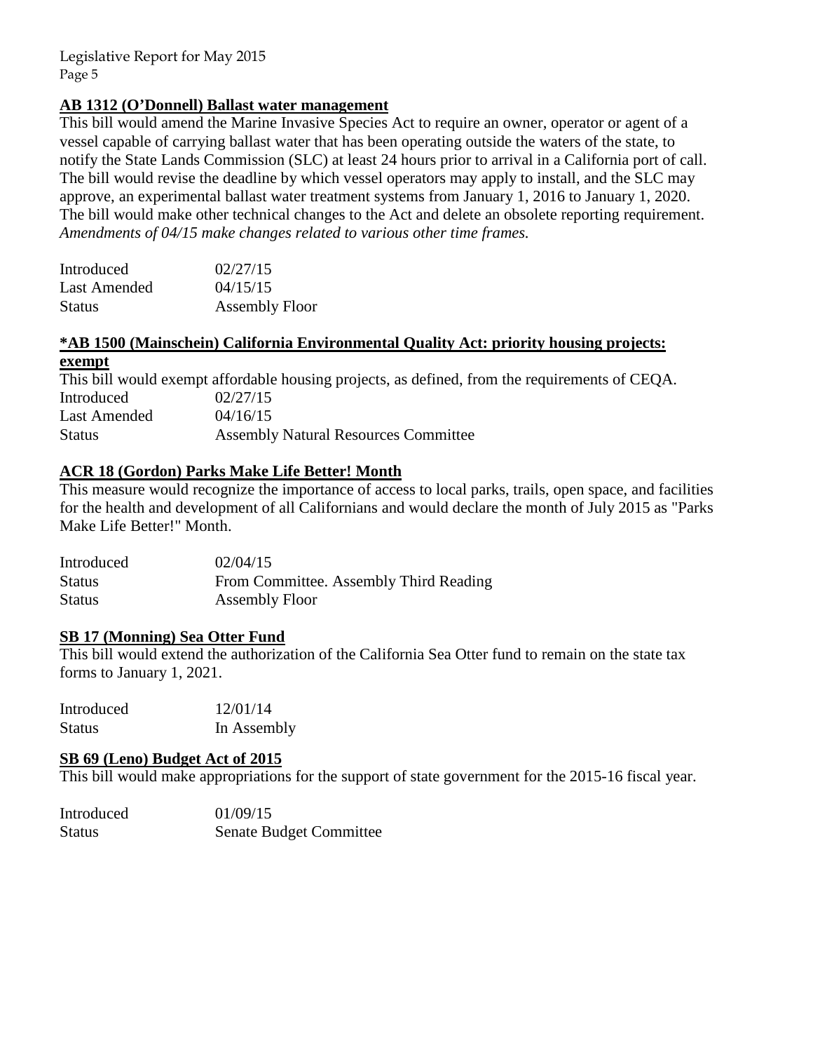**AB 1312 (O'Donnell) Ballast water management**

This bill would amend the Marine Invasive Species Act to require an owner, operator or agent of a vessel capable of carrying ballast water that has been operating outside the waters of the state, to notify the State Lands Commission (SLC) at least 24 hours prior to arrival in a California port of call. The bill would revise the deadline by which vessel operators may apply to install, and the SLC may approve, an experimental ballast water treatment systems from January 1, 2016 to January 1, 2020. The bill would make other technical changes to the Act and delete an obsolete reporting requirement. *Amendments of 04/15 make changes related to various other time frames.*

| | |
|---|---|
| Introduced | 02/27/15 |
| Last Amended | 04/15/15 |
| Status | Assembly Floor |

**\*AB 1500 (Mainschein) California Environmental Quality Act: priority housing projects: exempt**

This bill would exempt affordable housing projects, as defined, from the requirements of CEQA.

| | |
|---|---|
| Introduced | 02/27/15 |
| Last Amended | 04/16/15 |
| Status | Assembly Natural Resources Committee |

**ACR 18 (Gordon) Parks Make Life Better! Month**

This measure would recognize the importance of access to local parks, trails, open space, and facilities for the health and development of all Californians and would declare the month of July 2015 as "Parks Make Life Better!" Month.

| | |
|---|---|
| Introduced | 02/04/15 |
| Status | From Committee. Assembly Third Reading |
| Status | Assembly Floor |

**SB 17 (Monning) Sea Otter Fund**

This bill would extend the authorization of the California Sea Otter fund to remain on the state tax forms to January 1, 2021.

| | |
|---|---|
| Introduced | 12/01/14 |
| Status | In Assembly |

**SB 69 (Leno) Budget Act of 2015**

This bill would make appropriations for the support of state government for the 2015-16 fiscal year.

| | |
|---|---|
| Introduced | 01/09/15 |
| Status | Senate Budget Committee |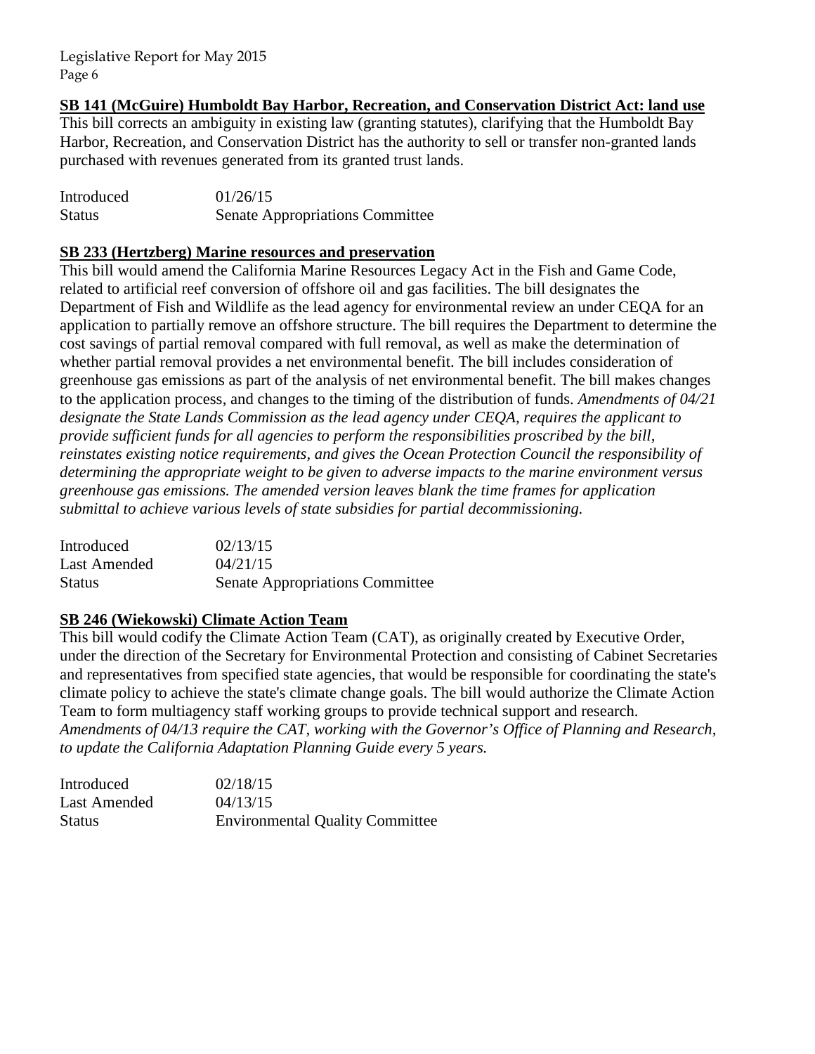**SB 141 (McGuire) Humboldt Bay Harbor, Recreation, and Conservation District Act: land use**

This bill corrects an ambiguity in existing law (granting statutes), clarifying that the Humboldt Bay Harbor, Recreation, and Conservation District has the authority to sell or transfer non-granted lands purchased with revenues generated from its granted trust lands.

| | |
|---|---|
| Introduced | 01/26/15 |
| Status | Senate Appropriations Committee |

**SB 233 (Hertzberg) Marine resources and preservation**

This bill would amend the California Marine Resources Legacy Act in the Fish and Game Code, related to artificial reef conversion of offshore oil and gas facilities. The bill designates the Department of Fish and Wildlife as the lead agency for environmental review an under CEQA for an application to partially remove an offshore structure. The bill requires the Department to determine the cost savings of partial removal compared with full removal, as well as make the determination of whether partial removal provides a net environmental benefit. The bill includes consideration of greenhouse gas emissions as part of the analysis of net environmental benefit. The bill makes changes to the application process, and changes to the timing of the distribution of funds. *Amendments of 04/21 designate the State Lands Commission as the lead agency under CEQA, requires the applicant to provide sufficient funds for all agencies to perform the responsibilities proscribed by the bill, reinstates existing notice requirements, and gives the Ocean Protection Council the responsibility of determining the appropriate weight to be given to adverse impacts to the marine environment versus greenhouse gas emissions. The amended version leaves blank the time frames for application submittal to achieve various levels of state subsidies for partial decommissioning.*

| | |
|---|---|
| Introduced | 02/13/15 |
| Last Amended | 04/21/15 |
| Status | Senate Appropriations Committee |

**SB 246 (Wiekowski) Climate Action Team**

This bill would codify the Climate Action Team (CAT), as originally created by Executive Order, under the direction of the Secretary for Environmental Protection and consisting of Cabinet Secretaries and representatives from specified state agencies, that would be responsible for coordinating the state's climate policy to achieve the state's climate change goals. The bill would authorize the Climate Action Team to form multiagency staff working groups to provide technical support and research. *Amendments of 04/13 require the CAT, working with the Governor's Office of Planning and Research, to update the California Adaptation Planning Guide every 5 years.*

| | |
|---|---|
| Introduced | 02/18/15 |
| Last Amended | 04/13/15 |
| Status | Environmental Quality Committee |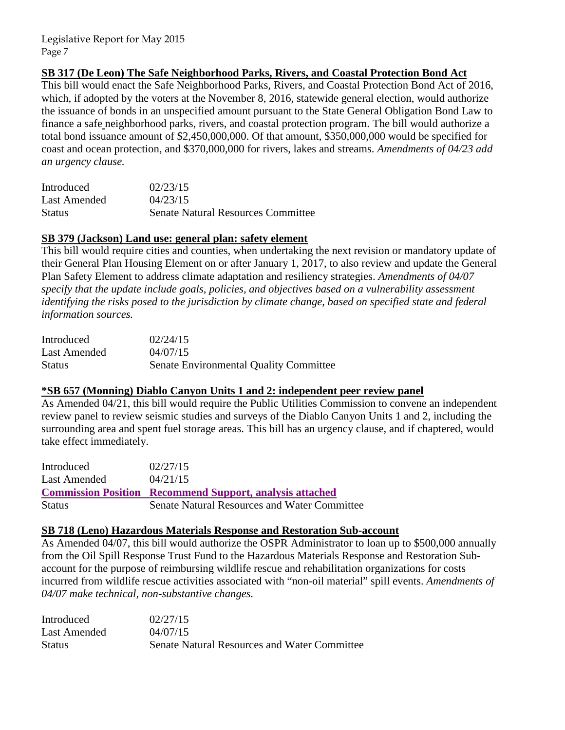**SB 317 (De Leon) The Safe Neighborhood Parks, Rivers, and Coastal Protection Bond Act**

This bill would enact the Safe Neighborhood Parks, Rivers, and Coastal Protection Bond Act of 2016, which, if adopted by the voters at the November 8, 2016, statewide general election, would authorize the issuance of bonds in an unspecified amount pursuant to the State General Obligation Bond Law to finance a safe neighborhood parks, rivers, and coastal protection program. The bill would authorize a total bond issuance amount of $2,450,000,000. Of that amount, $350,000,000 would be specified for coast and ocean protection, and $370,000,000 for rivers, lakes and streams. *Amendments of 04/23 add an urgency clause.*

| | |
|---|---|
| Introduced | 02/23/15 |
| Last Amended | 04/23/15 |
| Status | Senate Natural Resources Committee |

**SB 379 (Jackson) Land use: general plan: safety element**

This bill would require cities and counties, when undertaking the next revision or mandatory update of their General Plan Housing Element on or after January 1, 2017, to also review and update the General Plan Safety Element to address climate adaptation and resiliency strategies. *Amendments of 04/07 specify that the update include goals, policies, and objectives based on a vulnerability assessment identifying the risks posed to the jurisdiction by climate change, based on specified state and federal information sources.*

| | |
|---|---|
| Introduced | 02/24/15 |
| Last Amended | 04/07/15 |
| Status | Senate Environmental Quality Committee |

**\*SB 657 (Monning) Diablo Canyon Units 1 and 2: independent peer review panel**

As Amended 04/21, this bill would require the Public Utilities Commission to convene an independent review panel to review seismic studies and surveys of the Diablo Canyon Units 1 and 2, including the surrounding area and spent fuel storage areas. This bill has an urgency clause, and if chaptered, would take effect immediately.

| | |
|---|---|
| Introduced | 02/27/15 |
| Last Amended | 04/21/15 |
| **Commission Position** | **Recommend Support, analysis attached** |
| Status | Senate Natural Resources and Water Committee |

**SB 718 (Leno) Hazardous Materials Response and Restoration Sub-account**

As Amended 04/07, this bill would authorize the OSPR Administrator to loan up to $500,000 annually from the Oil Spill Response Trust Fund to the Hazardous Materials Response and Restoration Sub-account for the purpose of reimbursing wildlife rescue and rehabilitation organizations for costs incurred from wildlife rescue activities associated with "non-oil material" spill events. *Amendments of 04/07 make technical, non-substantive changes.*

| | |
|---|---|
| Introduced | 02/27/15 |
| Last Amended | 04/07/15 |
| Status | Senate Natural Resources and Water Committee |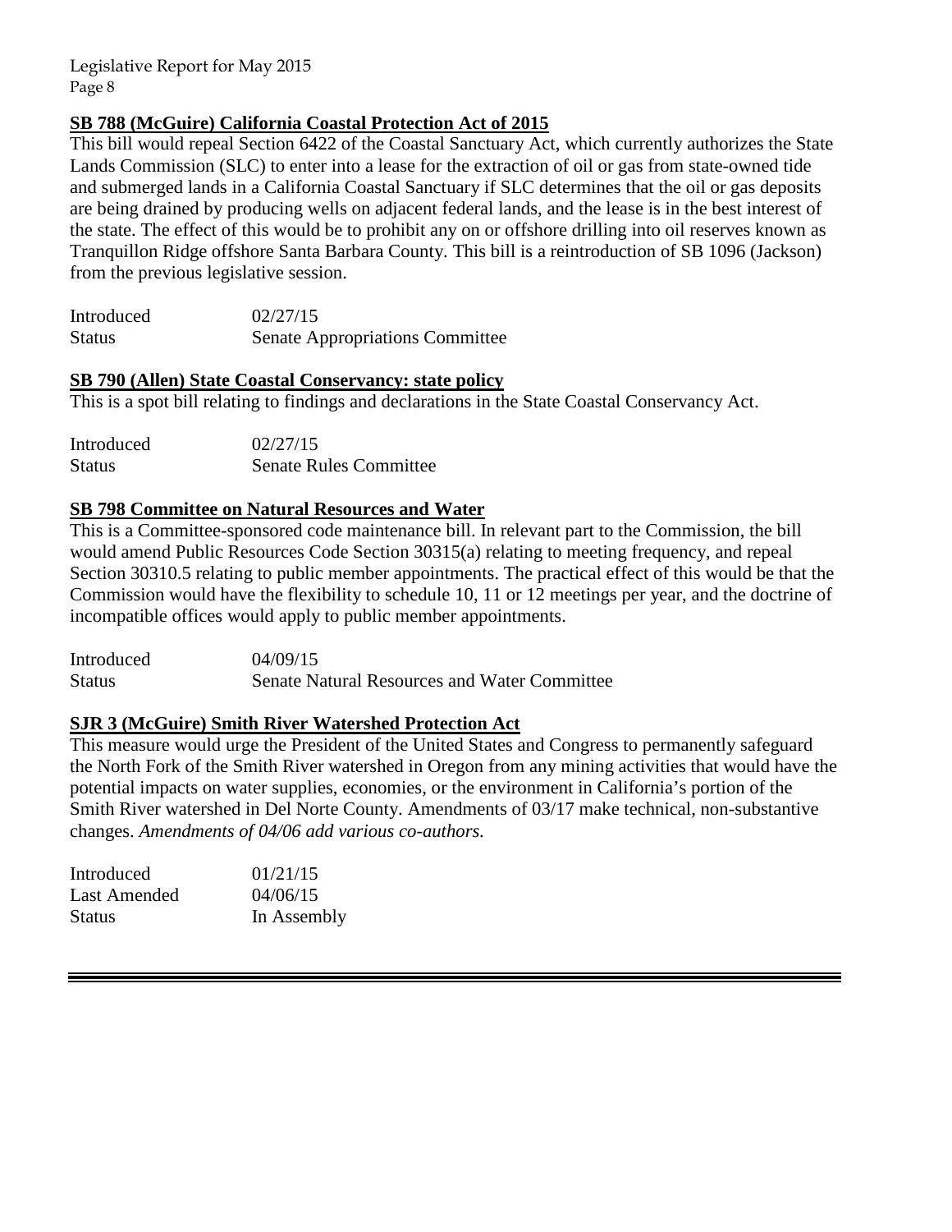**SB 788 (McGuire) California Coastal Protection Act of 2015**

This bill would repeal Section 6422 of the Coastal Sanctuary Act, which currently authorizes the State Lands Commission (SLC) to enter into a lease for the extraction of oil or gas from state-owned tide and submerged lands in a California Coastal Sanctuary if SLC determines that the oil or gas deposits are being drained by producing wells on adjacent federal lands, and the lease is in the best interest of the state. The effect of this would be to prohibit any on or offshore drilling into oil reserves known as Tranquillon Ridge offshore Santa Barbara County. This bill is a reintroduction of SB 1096 (Jackson) from the previous legislative session.

| | |
|---|---|
| Introduced | 02/27/15 |
| Status | Senate Appropriations Committee |

**SB 790 (Allen) State Coastal Conservancy: state policy**

This is a spot bill relating to findings and declarations in the State Coastal Conservancy Act.

| | |
|---|---|
| Introduced | 02/27/15 |
| Status | Senate Rules Committee |

**SB 798 Committee on Natural Resources and Water**

This is a Committee-sponsored code maintenance bill. In relevant part to the Commission, the bill would amend Public Resources Code Section 30315(a) relating to meeting frequency, and repeal Section 30310.5 relating to public member appointments. The practical effect of this would be that the Commission would have the flexibility to schedule 10, 11 or 12 meetings per year, and the doctrine of incompatible offices would apply to public member appointments.

| | |
|---|---|
| Introduced | 04/09/15 |
| Status | Senate Natural Resources and Water Committee |

**SJR 3 (McGuire) Smith River Watershed Protection Act**

This measure would urge the President of the United States and Congress to permanently safeguard the North Fork of the Smith River watershed in Oregon from any mining activities that would have the potential impacts on water supplies, economies, or the environment in California's portion of the Smith River watershed in Del Norte County. Amendments of 03/17 make technical, non-substantive changes. *Amendments of 04/06 add various co-authors.*

| | |
|---|---|
| Introduced | 01/21/15 |
| Last Amended | 04/06/15 |
| Status | In Assembly |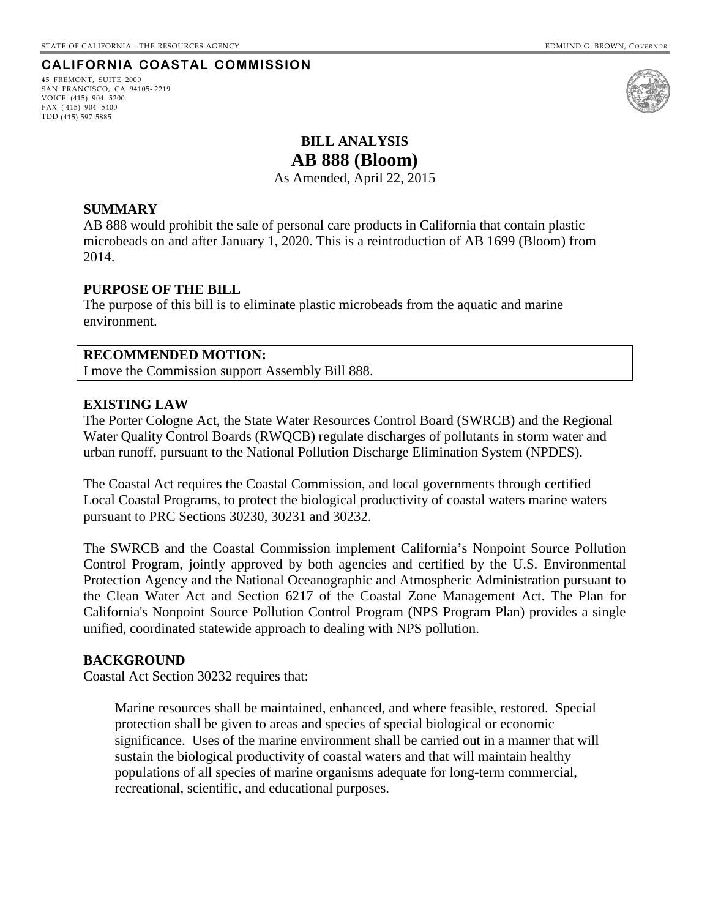STATE OF CALIFORNIA — THE RESOURCES AGENCY EDMUND G. BROWN, *GOVERNOR*

**CALIFORNIA COASTAL COMMISSION**

45 FREMONT, SUITE 2000
SAN FRANCISCO, CA 94105- 2219
VOICE (415) 904- 5200
FAX ( 415) 904- 5400
TDD (415) 597-5885

# BILL ANALYSIS

# AB 888 (Bloom)

As Amended, April 22, 2015

**SUMMARY**

AB 888 would prohibit the sale of personal care products in California that contain plastic microbeads on and after January 1, 2020. This is a reintroduction of AB 1699 (Bloom) from 2014.

**PURPOSE OF THE BILL**

The purpose of this bill is to eliminate plastic microbeads from the aquatic and marine environment.

**RECOMMENDED MOTION:**

I move the Commission support Assembly Bill 888.

**EXISTING LAW**

The Porter Cologne Act, the State Water Resources Control Board (SWRCB) and the Regional Water Quality Control Boards (RWQCB) regulate discharges of pollutants in storm water and urban runoff, pursuant to the National Pollution Discharge Elimination System (NPDES).

The Coastal Act requires the Coastal Commission, and local governments through certified Local Coastal Programs, to protect the biological productivity of coastal waters marine waters pursuant to PRC Sections 30230, 30231 and 30232.

The SWRCB and the Coastal Commission implement California's Nonpoint Source Pollution Control Program, jointly approved by both agencies and certified by the U.S. Environmental Protection Agency and the National Oceanographic and Atmospheric Administration pursuant to the Clean Water Act and Section 6217 of the Coastal Zone Management Act. The Plan for California's Nonpoint Source Pollution Control Program (NPS Program Plan) provides a single unified, coordinated statewide approach to dealing with NPS pollution.

**BACKGROUND**

Coastal Act Section 30232 requires that:

> Marine resources shall be maintained, enhanced, and where feasible, restored. Special protection shall be given to areas and species of special biological or economic significance. Uses of the marine environment shall be carried out in a manner that will sustain the biological productivity of coastal waters and that will maintain healthy populations of all species of marine organisms adequate for long-term commercial, recreational, scientific, and educational purposes.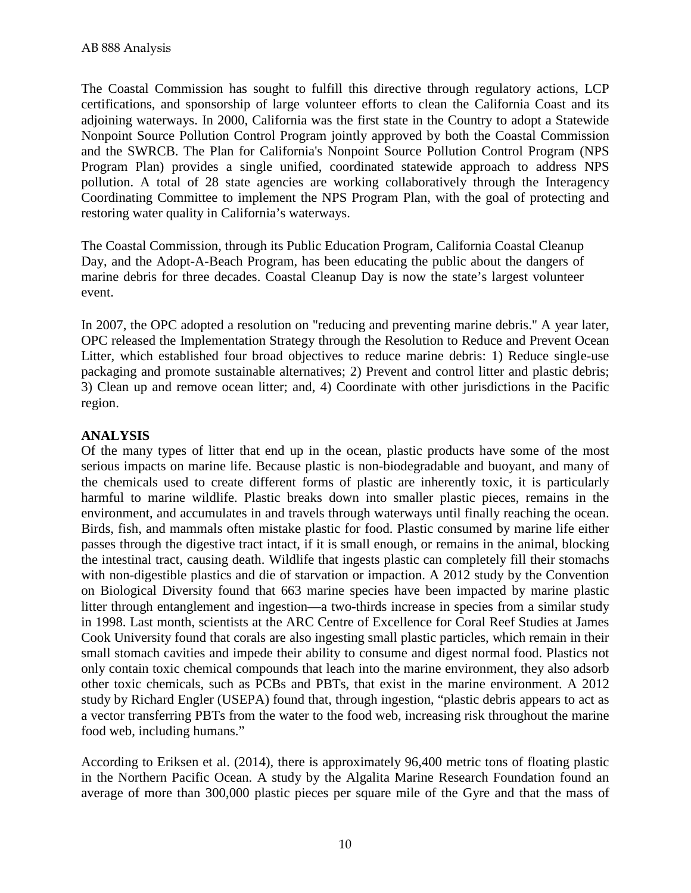The Coastal Commission has sought to fulfill this directive through regulatory actions, LCP certifications, and sponsorship of large volunteer efforts to clean the California Coast and its adjoining waterways. In 2000, California was the first state in the Country to adopt a Statewide Nonpoint Source Pollution Control Program jointly approved by both the Coastal Commission and the SWRCB. The Plan for California's Nonpoint Source Pollution Control Program (NPS Program Plan) provides a single unified, coordinated statewide approach to address NPS pollution. A total of 28 state agencies are working collaboratively through the Interagency Coordinating Committee to implement the NPS Program Plan, with the goal of protecting and restoring water quality in California's waterways.

The Coastal Commission, through its Public Education Program, California Coastal Cleanup Day, and the Adopt-A-Beach Program, has been educating the public about the dangers of marine debris for three decades. Coastal Cleanup Day is now the state's largest volunteer event.

In 2007, the OPC adopted a resolution on "reducing and preventing marine debris." A year later, OPC released the Implementation Strategy through the Resolution to Reduce and Prevent Ocean Litter, which established four broad objectives to reduce marine debris: 1) Reduce single-use packaging and promote sustainable alternatives; 2) Prevent and control litter and plastic debris; 3) Clean up and remove ocean litter; and, 4) Coordinate with other jurisdictions in the Pacific region.

**ANALYSIS**

Of the many types of litter that end up in the ocean, plastic products have some of the most serious impacts on marine life. Because plastic is non-biodegradable and buoyant, and many of the chemicals used to create different forms of plastic are inherently toxic, it is particularly harmful to marine wildlife. Plastic breaks down into smaller plastic pieces, remains in the environment, and accumulates in and travels through waterways until finally reaching the ocean. Birds, fish, and mammals often mistake plastic for food. Plastic consumed by marine life either passes through the digestive tract intact, if it is small enough, or remains in the animal, blocking the intestinal tract, causing death. Wildlife that ingests plastic can completely fill their stomachs with non-digestible plastics and die of starvation or impaction. A 2012 study by the Convention on Biological Diversity found that 663 marine species have been impacted by marine plastic litter through entanglement and ingestion—a two-thirds increase in species from a similar study in 1998. Last month, scientists at the ARC Centre of Excellence for Coral Reef Studies at James Cook University found that corals are also ingesting small plastic particles, which remain in their small stomach cavities and impede their ability to consume and digest normal food. Plastics not only contain toxic chemical compounds that leach into the marine environment, they also adsorb other toxic chemicals, such as PCBs and PBTs, that exist in the marine environment. A 2012 study by Richard Engler (USEPA) found that, through ingestion, "plastic debris appears to act as a vector transferring PBTs from the water to the food web, increasing risk throughout the marine food web, including humans."

According to Eriksen et al. (2014), there is approximately 96,400 metric tons of floating plastic in the Northern Pacific Ocean. A study by the Algalita Marine Research Foundation found an average of more than 300,000 plastic pieces per square mile of the Gyre and that the mass of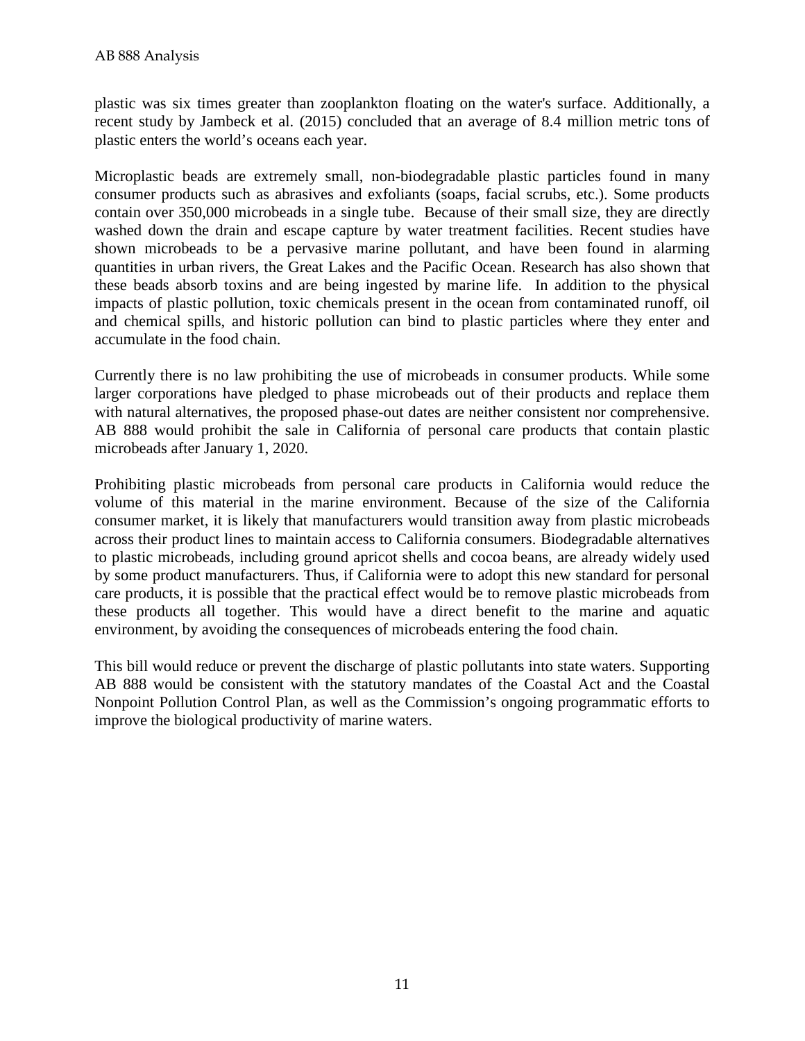plastic was six times greater than zooplankton floating on the water's surface. Additionally, a recent study by Jambeck et al. (2015) concluded that an average of 8.4 million metric tons of plastic enters the world's oceans each year.

Microplastic beads are extremely small, non-biodegradable plastic particles found in many consumer products such as abrasives and exfoliants (soaps, facial scrubs, etc.). Some products contain over 350,000 microbeads in a single tube. Because of their small size, they are directly washed down the drain and escape capture by water treatment facilities. Recent studies have shown microbeads to be a pervasive marine pollutant, and have been found in alarming quantities in urban rivers, the Great Lakes and the Pacific Ocean. Research has also shown that these beads absorb toxins and are being ingested by marine life. In addition to the physical impacts of plastic pollution, toxic chemicals present in the ocean from contaminated runoff, oil and chemical spills, and historic pollution can bind to plastic particles where they enter and accumulate in the food chain.

Currently there is no law prohibiting the use of microbeads in consumer products. While some larger corporations have pledged to phase microbeads out of their products and replace them with natural alternatives, the proposed phase-out dates are neither consistent nor comprehensive. AB 888 would prohibit the sale in California of personal care products that contain plastic microbeads after January 1, 2020.

Prohibiting plastic microbeads from personal care products in California would reduce the volume of this material in the marine environment. Because of the size of the California consumer market, it is likely that manufacturers would transition away from plastic microbeads across their product lines to maintain access to California consumers. Biodegradable alternatives to plastic microbeads, including ground apricot shells and cocoa beans, are already widely used by some product manufacturers. Thus, if California were to adopt this new standard for personal care products, it is possible that the practical effect would be to remove plastic microbeads from these products all together. This would have a direct benefit to the marine and aquatic environment, by avoiding the consequences of microbeads entering the food chain.

This bill would reduce or prevent the discharge of plastic pollutants into state waters. Supporting AB 888 would be consistent with the statutory mandates of the Coastal Act and the Coastal Nonpoint Pollution Control Plan, as well as the Commission's ongoing programmatic efforts to improve the biological productivity of marine waters.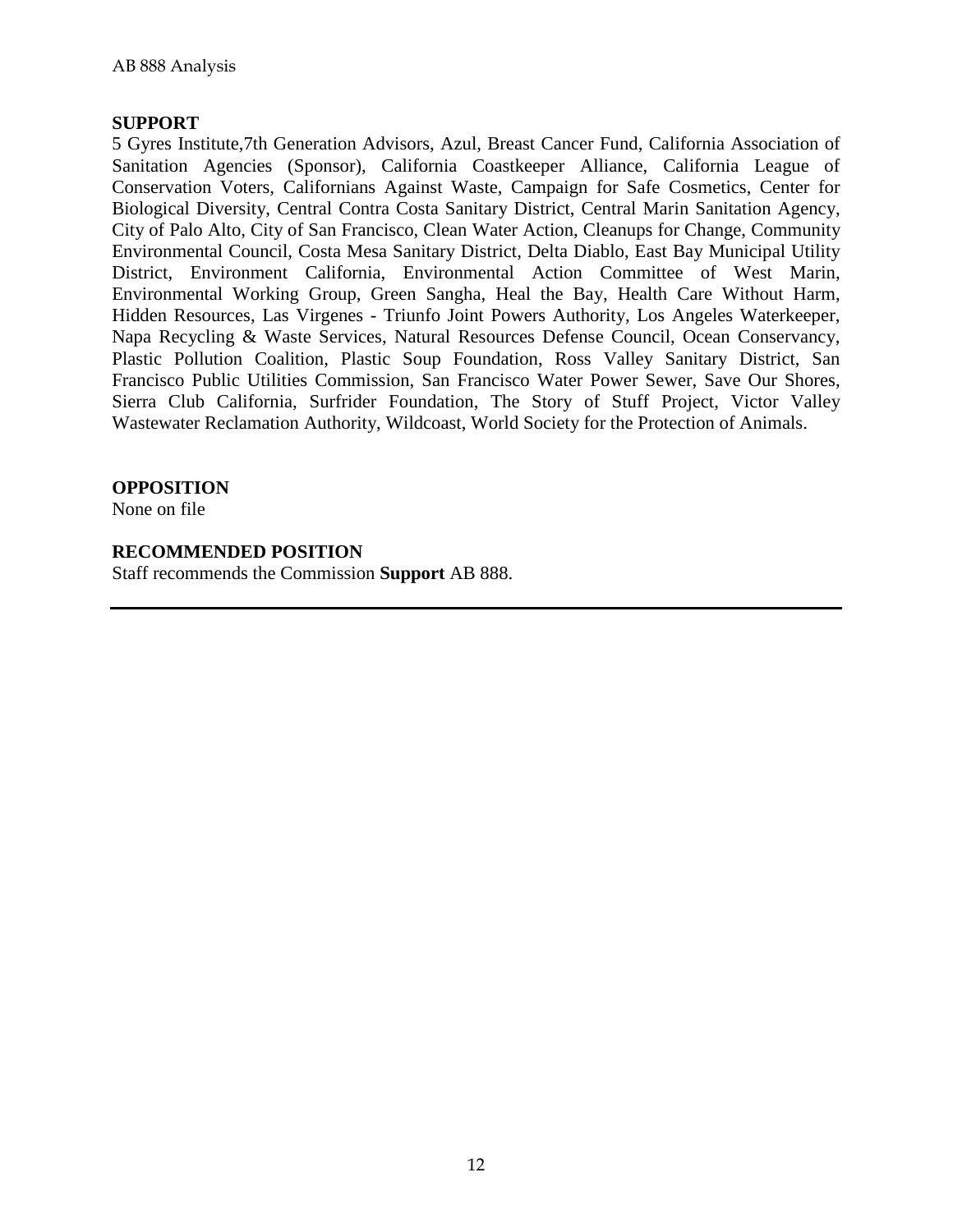**SUPPORT**

5 Gyres Institute,7th Generation Advisors, Azul, Breast Cancer Fund, California Association of Sanitation Agencies (Sponsor), California Coastkeeper Alliance, California League of Conservation Voters, Californians Against Waste, Campaign for Safe Cosmetics, Center for Biological Diversity, Central Contra Costa Sanitary District, Central Marin Sanitation Agency, City of Palo Alto, City of San Francisco, Clean Water Action, Cleanups for Change, Community Environmental Council, Costa Mesa Sanitary District, Delta Diablo, East Bay Municipal Utility District, Environment California, Environmental Action Committee of West Marin, Environmental Working Group, Green Sangha, Heal the Bay, Health Care Without Harm, Hidden Resources, Las Virgenes - Triunfo Joint Powers Authority, Los Angeles Waterkeeper, Napa Recycling & Waste Services, Natural Resources Defense Council, Ocean Conservancy, Plastic Pollution Coalition, Plastic Soup Foundation, Ross Valley Sanitary District, San Francisco Public Utilities Commission, San Francisco Water Power Sewer, Save Our Shores, Sierra Club California, Surfrider Foundation, The Story of Stuff Project, Victor Valley Wastewater Reclamation Authority, Wildcoast, World Society for the Protection of Animals.

**OPPOSITION**

None on file

**RECOMMENDED POSITION**

Staff recommends the Commission **Support** AB 888.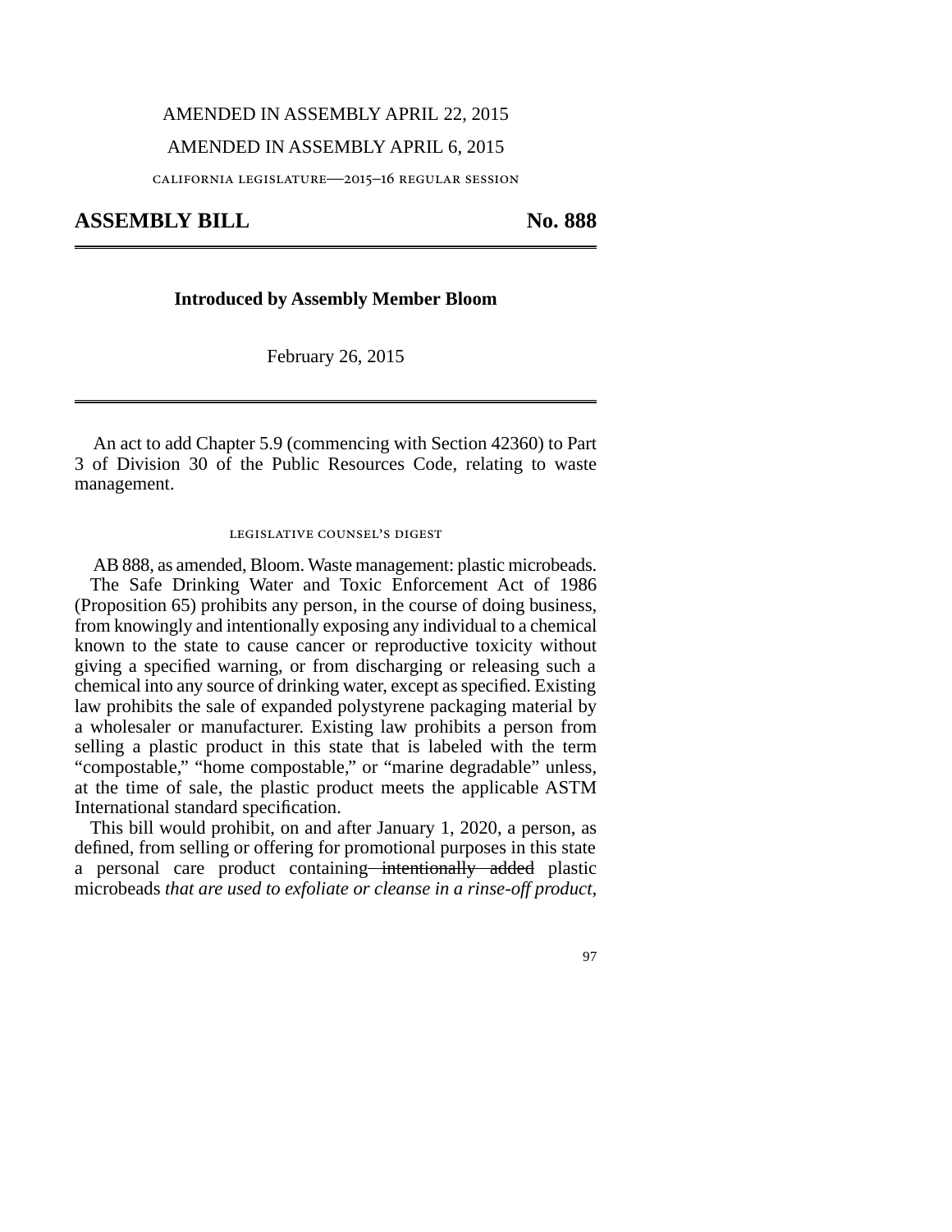AMENDED IN ASSEMBLY APRIL 22, 2015

AMENDED IN ASSEMBLY APRIL 6, 2015

CALIFORNIA LEGISLATURE—2015–16 REGULAR SESSION

# ASSEMBLY BILL No. 888

**Introduced by Assembly Member Bloom**

February 26, 2015

An act to add Chapter 5.9 (commencing with Section 42360) to Part 3 of Division 30 of the Public Resources Code, relating to waste management.

LEGISLATIVE COUNSEL'S DIGEST

AB 888, as amended, Bloom. Waste management: plastic microbeads.

The Safe Drinking Water and Toxic Enforcement Act of 1986 (Proposition 65) prohibits any person, in the course of doing business, from knowingly and intentionally exposing any individual to a chemical known to the state to cause cancer or reproductive toxicity without giving a specified warning, or from discharging or releasing such a chemical into any source of drinking water, except as specified. Existing law prohibits the sale of expanded polystyrene packaging material by a wholesaler or manufacturer. Existing law prohibits a person from selling a plastic product in this state that is labeled with the term "compostable," "home compostable," or "marine degradable" unless, at the time of sale, the plastic product meets the applicable ASTM International standard specification.

This bill would prohibit, on and after January 1, 2020, a person, as defined, from selling or offering for promotional purposes in this state a personal care product containing ~~intentionally added~~ plastic microbeads *that are used to exfoliate or cleanse in a rinse-off product,*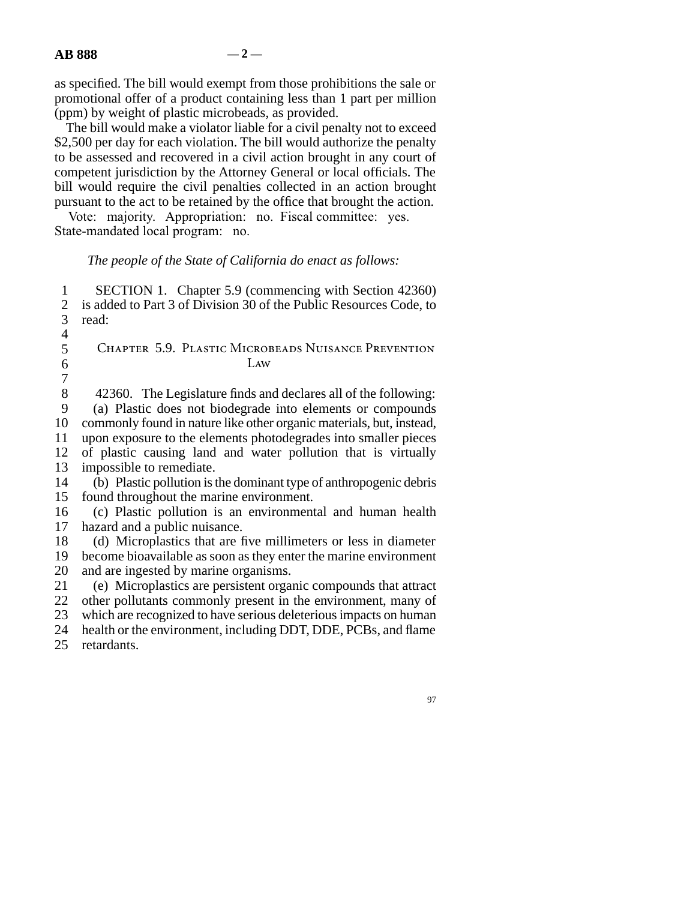as specified. The bill would exempt from those prohibitions the sale or promotional offer of a product containing less than 1 part per million (ppm) by weight of plastic microbeads, as provided.

The bill would make a violator liable for a civil penalty not to exceed $2,500 per day for each violation. The bill would authorize the penalty to be assessed and recovered in a civil action brought in any court of competent jurisdiction by the Attorney General or local officials. The bill would require the civil penalties collected in an action brought pursuant to the act to be retained by the office that brought the action.

Vote: majority. Appropriation: no. Fiscal committee: yes. State-mandated local program: no.

*The people of the State of California do enact as follows:*

SECTION 1. Chapter 5.9 (commencing with Section 42360) is added to Part 3 of Division 30 of the Public Resources Code, to read:

## Chapter 5.9. Plastic Microbeads Nuisance Prevention Law

42360. The Legislature finds and declares all of the following:

(a) Plastic does not biodegrade into elements or compounds commonly found in nature like other organic materials, but, instead, upon exposure to the elements photodegrades into smaller pieces of plastic causing land and water pollution that is virtually impossible to remediate.

(b) Plastic pollution is the dominant type of anthropogenic debris found throughout the marine environment.

(c) Plastic pollution is an environmental and human health hazard and a public nuisance.

(d) Microplastics that are five millimeters or less in diameter become bioavailable as soon as they enter the marine environment and are ingested by marine organisms.

(e) Microplastics are persistent organic compounds that attract other pollutants commonly present in the environment, many of which are recognized to have serious deleterious impacts on human health or the environment, including DDT, DDE, PCBs, and flame retardants.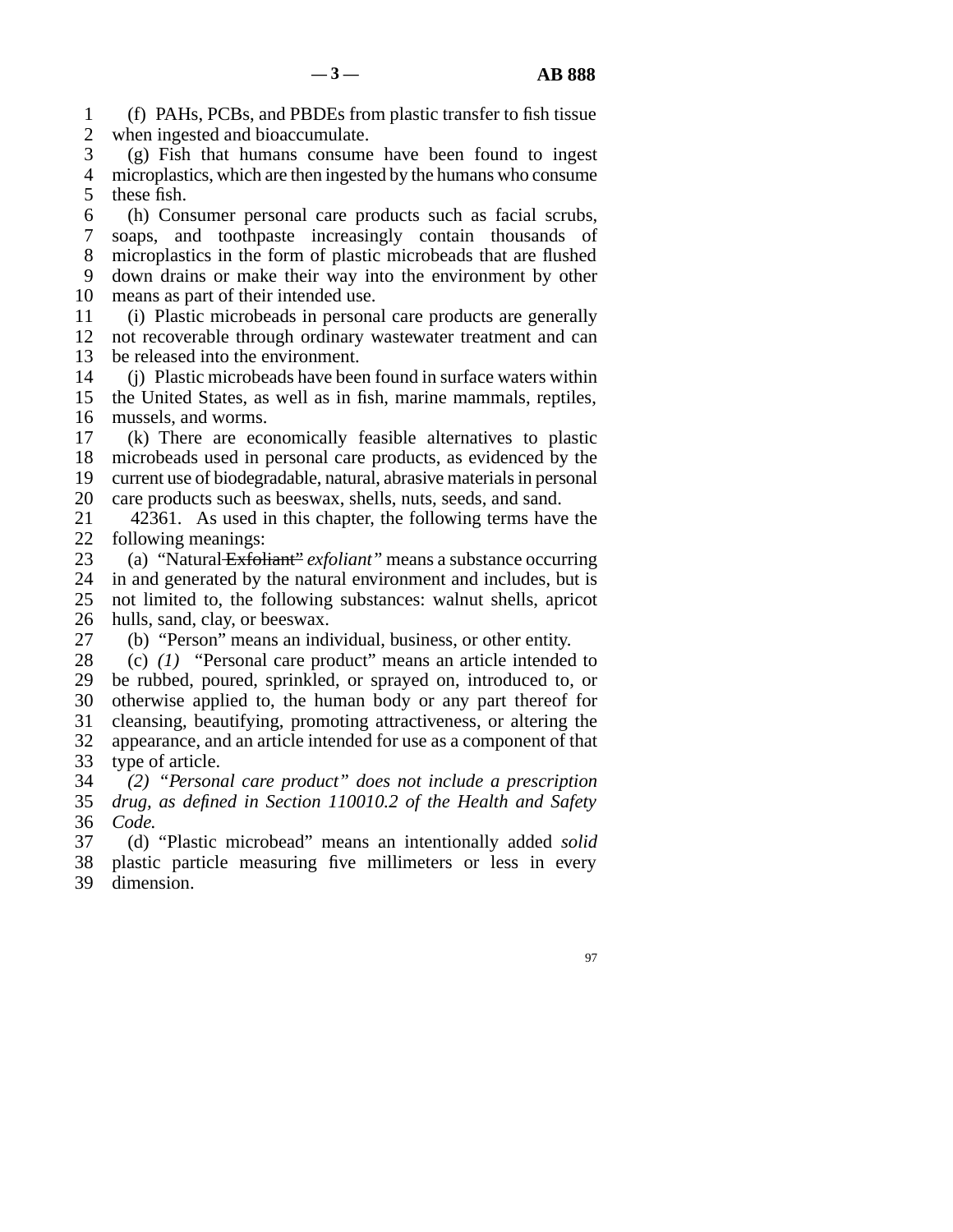(f) PAHs, PCBs, and PBDEs from plastic transfer to fish tissue when ingested and bioaccumulate.

(g) Fish that humans consume have been found to ingest microplastics, which are then ingested by the humans who consume these fish.

(h) Consumer personal care products such as facial scrubs, soaps, and toothpaste increasingly contain thousands of microplastics in the form of plastic microbeads that are flushed down drains or make their way into the environment by other means as part of their intended use.

(i) Plastic microbeads in personal care products are generally not recoverable through ordinary wastewater treatment and can be released into the environment.

(j) Plastic microbeads have been found in surface waters within the United States, as well as in fish, marine mammals, reptiles, mussels, and worms.

(k) There are economically feasible alternatives to plastic microbeads used in personal care products, as evidenced by the current use of biodegradable, natural, abrasive materials in personal care products such as beeswax, shells, nuts, seeds, and sand.

42361. As used in this chapter, the following terms have the following meanings:

(a) "Natural ~~Exfoliant"~~ *exfoliant"* means a substance occurring in and generated by the natural environment and includes, but is not limited to, the following substances: walnut shells, apricot hulls, sand, clay, or beeswax.

(b) "Person" means an individual, business, or other entity.

(c) *(1)* "Personal care product" means an article intended to be rubbed, poured, sprinkled, or sprayed on, introduced to, or otherwise applied to, the human body or any part thereof for cleansing, beautifying, promoting attractiveness, or altering the appearance, and an article intended for use as a component of that type of article.

*(2) "Personal care product" does not include a prescription drug, as defined in Section 110010.2 of the Health and Safety Code.*

(d) "Plastic microbead" means an intentionally added *solid* plastic particle measuring five millimeters or less in every dimension.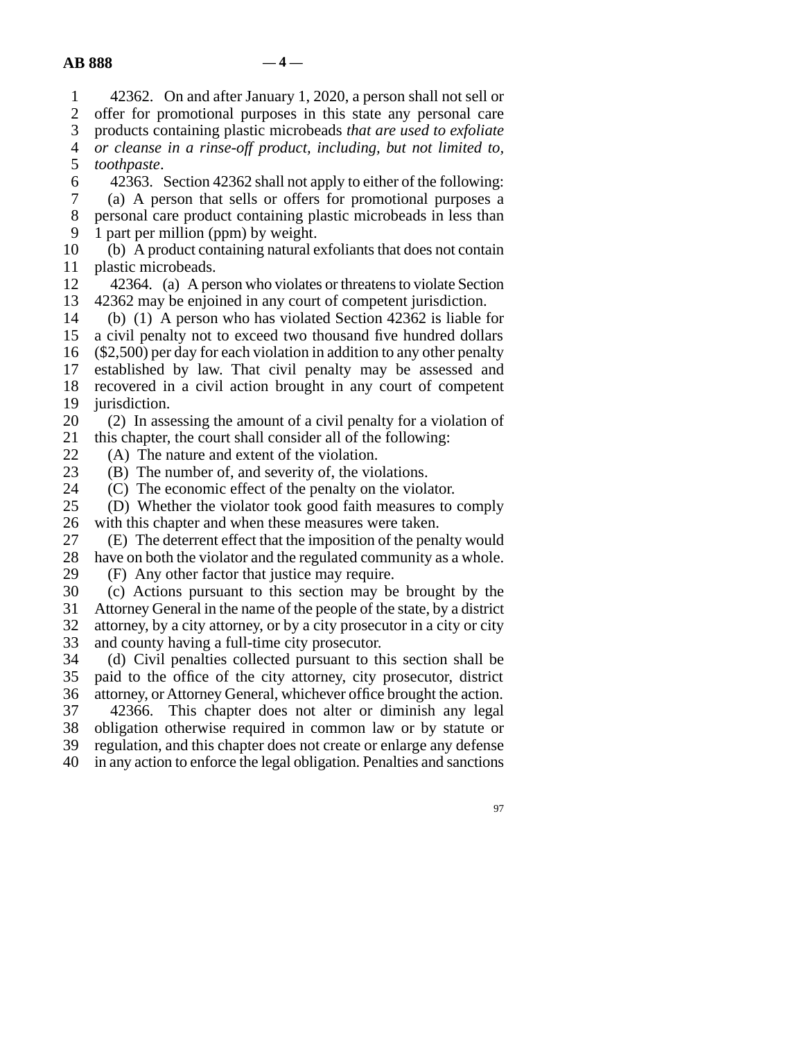42362. On and after January 1, 2020, a person shall not sell or offer for promotional purposes in this state any personal care products containing plastic microbeads *that are used to exfoliate or cleanse in a rinse-off product, including, but not limited to, toothpaste*.

42363. Section 42362 shall not apply to either of the following:

(a) A person that sells or offers for promotional purposes a personal care product containing plastic microbeads in less than 1 part per million (ppm) by weight.

(b) A product containing natural exfoliants that does not contain plastic microbeads.

42364. (a) A person who violates or threatens to violate Section 42362 may be enjoined in any court of competent jurisdiction.

(b) (1) A person who has violated Section 42362 is liable for a civil penalty not to exceed two thousand five hundred dollars ($2,500) per day for each violation in addition to any other penalty established by law. That civil penalty may be assessed and recovered in a civil action brought in any court of competent jurisdiction.

(2) In assessing the amount of a civil penalty for a violation of this chapter, the court shall consider all of the following:

(A) The nature and extent of the violation.

(B) The number of, and severity of, the violations.

(C) The economic effect of the penalty on the violator.

(D) Whether the violator took good faith measures to comply with this chapter and when these measures were taken.

(E) The deterrent effect that the imposition of the penalty would have on both the violator and the regulated community as a whole.

(F) Any other factor that justice may require.

(c) Actions pursuant to this section may be brought by the Attorney General in the name of the people of the state, by a district attorney, by a city attorney, or by a city prosecutor in a city or city and county having a full-time city prosecutor.

(d) Civil penalties collected pursuant to this section shall be paid to the office of the city attorney, city prosecutor, district attorney, or Attorney General, whichever office brought the action.

42366. This chapter does not alter or diminish any legal obligation otherwise required in common law or by statute or regulation, and this chapter does not create or enlarge any defense in any action to enforce the legal obligation. Penalties and sanctions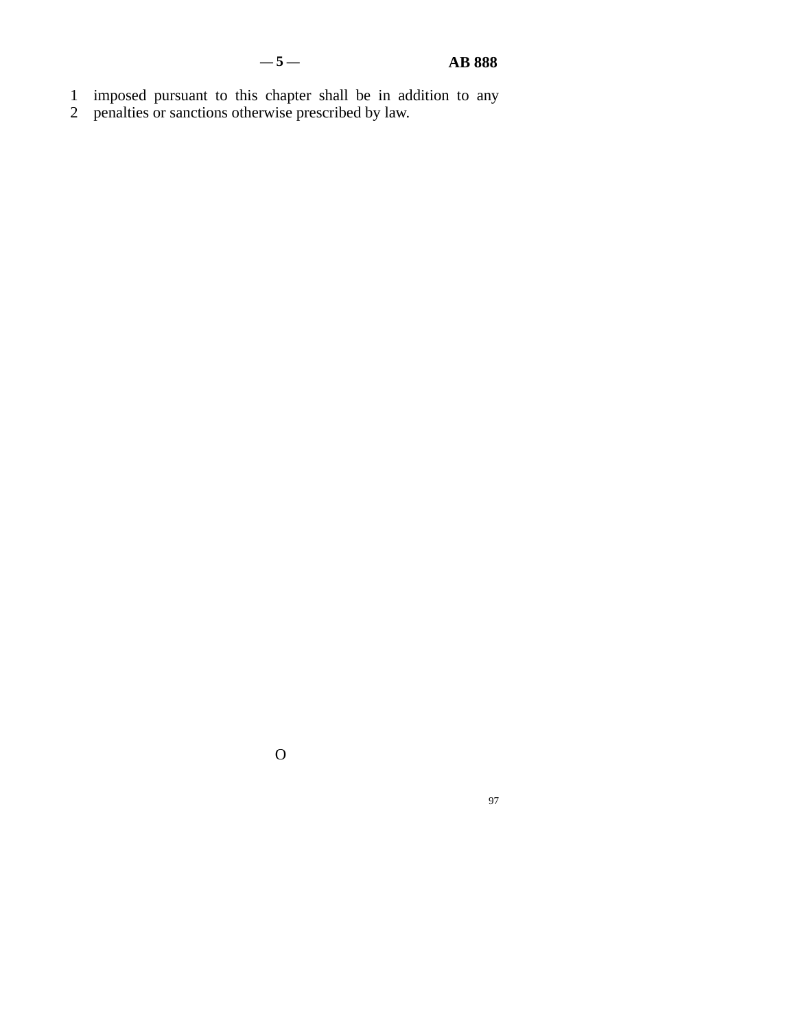imposed pursuant to this chapter shall be in addition to any penalties or sanctions otherwise prescribed by law.

O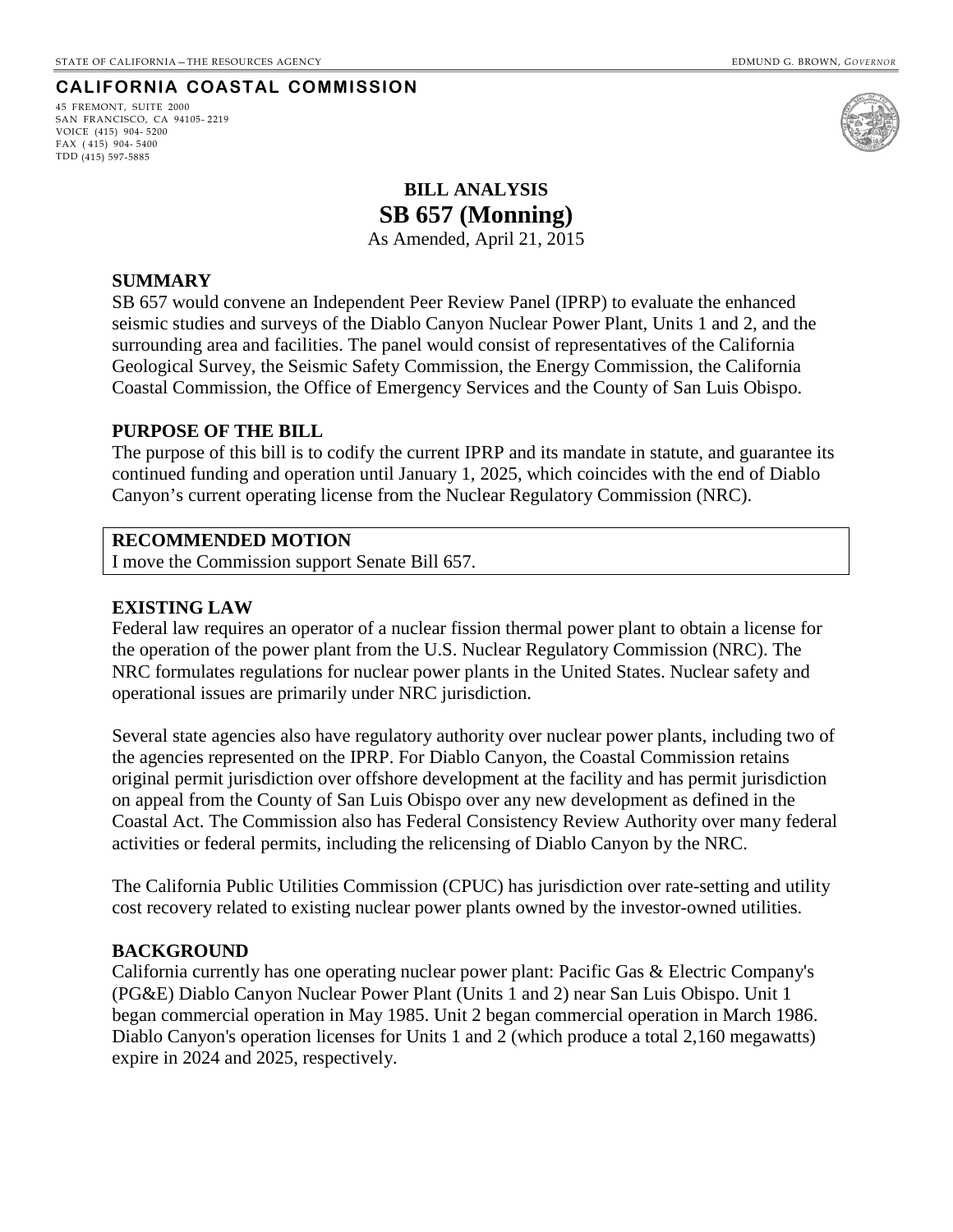STATE OF CALIFORNIA – THE RESOURCES AGENCY

EDMUND G. BROWN, *GOVERNOR*

**CALIFORNIA COASTAL COMMISSION**

45 FREMONT, SUITE 2000
SAN FRANCISCO, CA 94105-2219
VOICE (415) 904-5200
FAX (415) 904-5400
TDD (415) 597-5885

# BILL ANALYSIS

# SB 657 (Monning)

As Amended, April 21, 2015

## SUMMARY

SB 657 would convene an Independent Peer Review Panel (IPRP) to evaluate the enhanced seismic studies and surveys of the Diablo Canyon Nuclear Power Plant, Units 1 and 2, and the surrounding area and facilities. The panel would consist of representatives of the California Geological Survey, the Seismic Safety Commission, the Energy Commission, the California Coastal Commission, the Office of Emergency Services and the County of San Luis Obispo.

## PURPOSE OF THE BILL

The purpose of this bill is to codify the current IPRP and its mandate in statute, and guarantee its continued funding and operation until January 1, 2025, which coincides with the end of Diablo Canyon's current operating license from the Nuclear Regulatory Commission (NRC).

**RECOMMENDED MOTION**

I move the Commission support Senate Bill 657.

## EXISTING LAW

Federal law requires an operator of a nuclear fission thermal power plant to obtain a license for the operation of the power plant from the U.S. Nuclear Regulatory Commission (NRC). The NRC formulates regulations for nuclear power plants in the United States. Nuclear safety and operational issues are primarily under NRC jurisdiction.

Several state agencies also have regulatory authority over nuclear power plants, including two of the agencies represented on the IPRP. For Diablo Canyon, the Coastal Commission retains original permit jurisdiction over offshore development at the facility and has permit jurisdiction on appeal from the County of San Luis Obispo over any new development as defined in the Coastal Act. The Commission also has Federal Consistency Review Authority over many federal activities or federal permits, including the relicensing of Diablo Canyon by the NRC.

The California Public Utilities Commission (CPUC) has jurisdiction over rate-setting and utility cost recovery related to existing nuclear power plants owned by the investor-owned utilities.

## BACKGROUND

California currently has one operating nuclear power plant: Pacific Gas & Electric Company's (PG&E) Diablo Canyon Nuclear Power Plant (Units 1 and 2) near San Luis Obispo. Unit 1 began commercial operation in May 1985. Unit 2 began commercial operation in March 1986. Diablo Canyon's operation licenses for Units 1 and 2 (which produce a total 2,160 megawatts) expire in 2024 and 2025, respectively.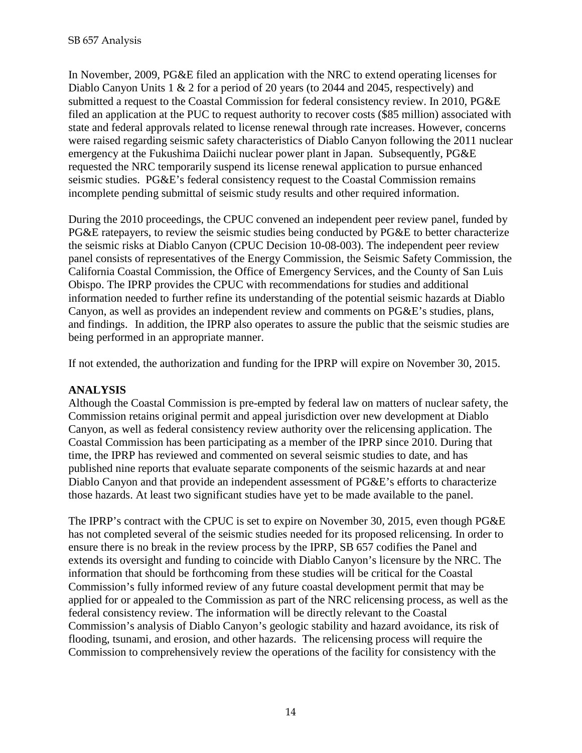In November, 2009, PG&E filed an application with the NRC to extend operating licenses for Diablo Canyon Units 1 & 2 for a period of 20 years (to 2044 and 2045, respectively) and submitted a request to the Coastal Commission for federal consistency review. In 2010, PG&E filed an application at the PUC to request authority to recover costs ($85 million) associated with state and federal approvals related to license renewal through rate increases. However, concerns were raised regarding seismic safety characteristics of Diablo Canyon following the 2011 nuclear emergency at the Fukushima Daiichi nuclear power plant in Japan. Subsequently, PG&E requested the NRC temporarily suspend its license renewal application to pursue enhanced seismic studies. PG&E's federal consistency request to the Coastal Commission remains incomplete pending submittal of seismic study results and other required information.

During the 2010 proceedings, the CPUC convened an independent peer review panel, funded by PG&E ratepayers, to review the seismic studies being conducted by PG&E to better characterize the seismic risks at Diablo Canyon (CPUC Decision 10-08-003). The independent peer review panel consists of representatives of the Energy Commission, the Seismic Safety Commission, the California Coastal Commission, the Office of Emergency Services, and the County of San Luis Obispo. The IPRP provides the CPUC with recommendations for studies and additional information needed to further refine its understanding of the potential seismic hazards at Diablo Canyon, as well as provides an independent review and comments on PG&E's studies, plans, and findings. In addition, the IPRP also operates to assure the public that the seismic studies are being performed in an appropriate manner.

If not extended, the authorization and funding for the IPRP will expire on November 30, 2015.

**ANALYSIS**

Although the Coastal Commission is pre-empted by federal law on matters of nuclear safety, the Commission retains original permit and appeal jurisdiction over new development at Diablo Canyon, as well as federal consistency review authority over the relicensing application. The Coastal Commission has been participating as a member of the IPRP since 2010. During that time, the IPRP has reviewed and commented on several seismic studies to date, and has published nine reports that evaluate separate components of the seismic hazards at and near Diablo Canyon and that provide an independent assessment of PG&E's efforts to characterize those hazards. At least two significant studies have yet to be made available to the panel.

The IPRP's contract with the CPUC is set to expire on November 30, 2015, even though PG&E has not completed several of the seismic studies needed for its proposed relicensing. In order to ensure there is no break in the review process by the IPRP, SB 657 codifies the Panel and extends its oversight and funding to coincide with Diablo Canyon's licensure by the NRC. The information that should be forthcoming from these studies will be critical for the Coastal Commission's fully informed review of any future coastal development permit that may be applied for or appealed to the Commission as part of the NRC relicensing process, as well as the federal consistency review. The information will be directly relevant to the Coastal Commission's analysis of Diablo Canyon's geologic stability and hazard avoidance, its risk of flooding, tsunami, and erosion, and other hazards. The relicensing process will require the Commission to comprehensively review the operations of the facility for consistency with the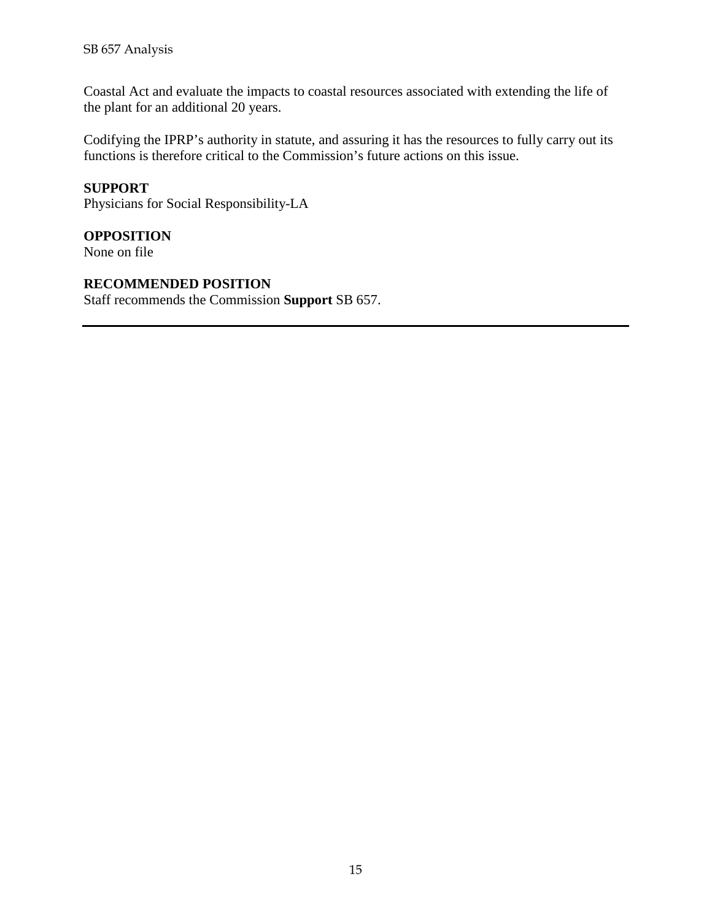Coastal Act and evaluate the impacts to coastal resources associated with extending the life of the plant for an additional 20 years.

Codifying the IPRP's authority in statute, and assuring it has the resources to fully carry out its functions is therefore critical to the Commission's future actions on this issue.

**SUPPORT**
Physicians for Social Responsibility-LA

**OPPOSITION**
None on file

**RECOMMENDED POSITION**
Staff recommends the Commission **Support** SB 657.

---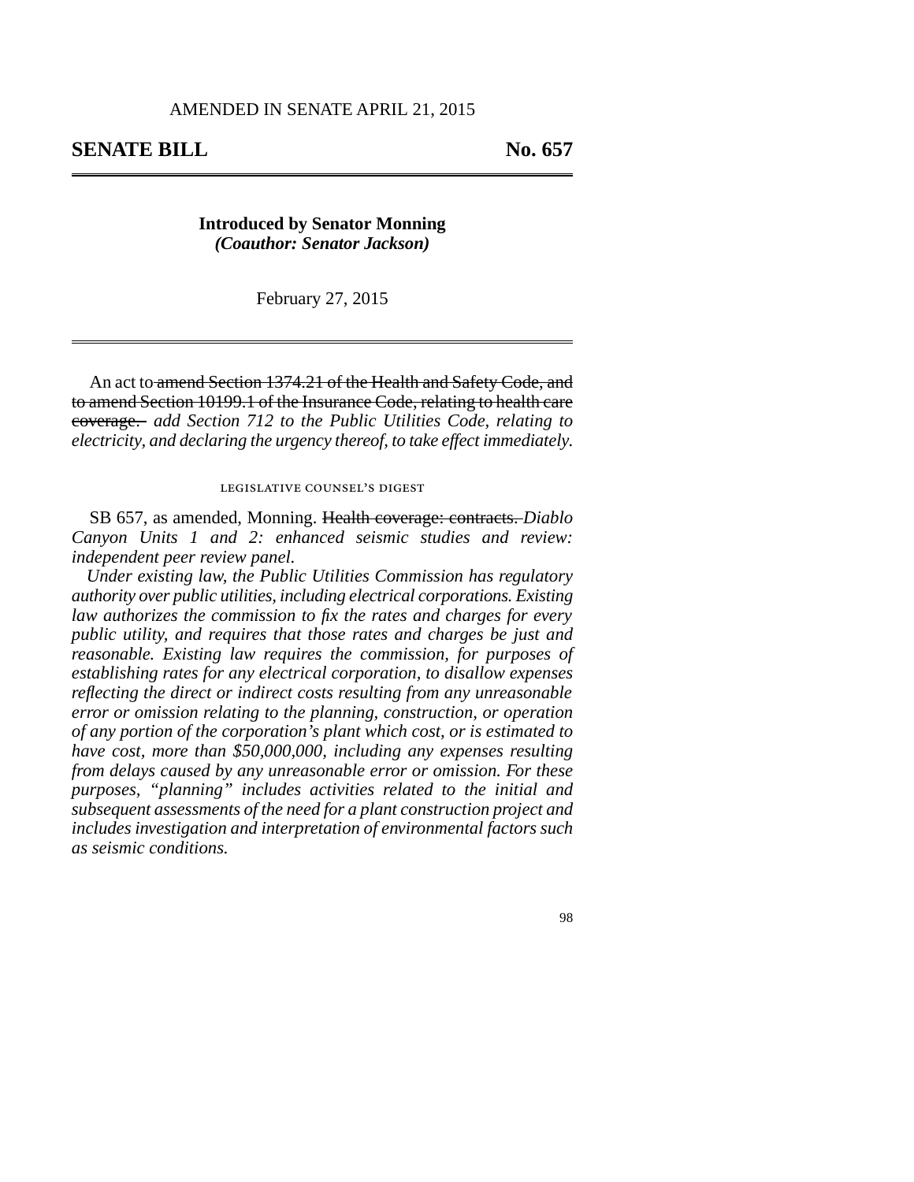AMENDED IN SENATE APRIL 21, 2015

# SENATE BILL No. 657

**Introduced by Senator Monning**
***(Coauthor: Senator Jackson)***

February 27, 2015

An act to ~~amend Section 1374.21 of the Health and Safety Code, and to amend Section 10199.1 of the Insurance Code, relating to health care coverage.~~ *add Section 712 to the Public Utilities Code, relating to electricity, and declaring the urgency thereof, to take effect immediately.*

## LEGISLATIVE COUNSEL'S DIGEST

SB 657, as amended, Monning. ~~Health coverage: contracts.~~ *Diablo Canyon Units 1 and 2: enhanced seismic studies and review: independent peer review panel.*

*Under existing law, the Public Utilities Commission has regulatory authority over public utilities, including electrical corporations. Existing law authorizes the commission to fix the rates and charges for every public utility, and requires that those rates and charges be just and reasonable. Existing law requires the commission, for purposes of establishing rates for any electrical corporation, to disallow expenses reflecting the direct or indirect costs resulting from any unreasonable error or omission relating to the planning, construction, or operation of any portion of the corporation's plant which cost, or is estimated to have cost, more than $50,000,000, including any expenses resulting from delays caused by any unreasonable error or omission. For these purposes, "planning" includes activities related to the initial and subsequent assessments of the need for a plant construction project and includes investigation and interpretation of environmental factors such as seismic conditions.*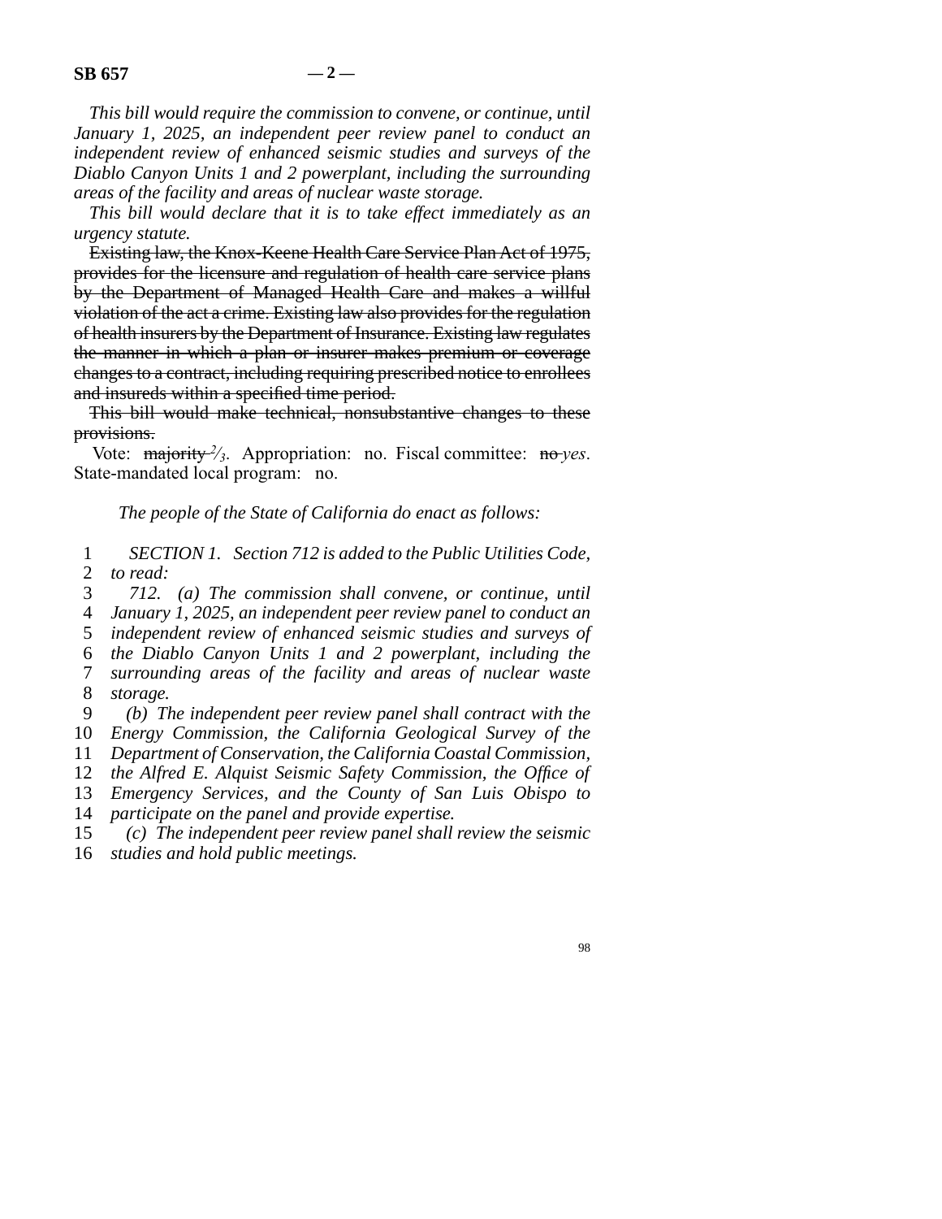*This bill would require the commission to convene, or continue, until January 1, 2025, an independent peer review panel to conduct an independent review of enhanced seismic studies and surveys of the Diablo Canyon Units 1 and 2 powerplant, including the surrounding areas of the facility and areas of nuclear waste storage.*

*This bill would declare that it is to take effect immediately as an urgency statute.*

~~Existing law, the Knox-Keene Health Care Service Plan Act of 1975, provides for the licensure and regulation of health care service plans by the Department of Managed Health Care and makes a willful violation of the act a crime. Existing law also provides for the regulation of health insurers by the Department of Insurance. Existing law regulates the manner in which a plan or insurer makes premium or coverage changes to a contract, including requiring prescribed notice to enrollees and insureds within a specified time period.~~

~~This bill would make technical, nonsubstantive changes to these provisions.~~

Vote: ~~majority~~ *2/3*. Appropriation: no. Fiscal committee: ~~no~~ *yes*. State-mandated local program: no.

*The people of the State of California do enact as follows:*

1 *SECTION 1. Section 712 is added to the Public Utilities Code,*
2 *to read:*
3 *712. (a) The commission shall convene, or continue, until*
4 *January 1, 2025, an independent peer review panel to conduct an*
5 *independent review of enhanced seismic studies and surveys of*
6 *the Diablo Canyon Units 1 and 2 powerplant, including the*
7 *surrounding areas of the facility and areas of nuclear waste*
8 *storage.*
9 *(b) The independent peer review panel shall contract with the*
10 *Energy Commission, the California Geological Survey of the*
11 *Department of Conservation, the California Coastal Commission,*
12 *the Alfred E. Alquist Seismic Safety Commission, the Office of*
13 *Emergency Services, and the County of San Luis Obispo to*
14 *participate on the panel and provide expertise.*
15 *(c) The independent peer review panel shall review the seismic*
16 *studies and hold public meetings.*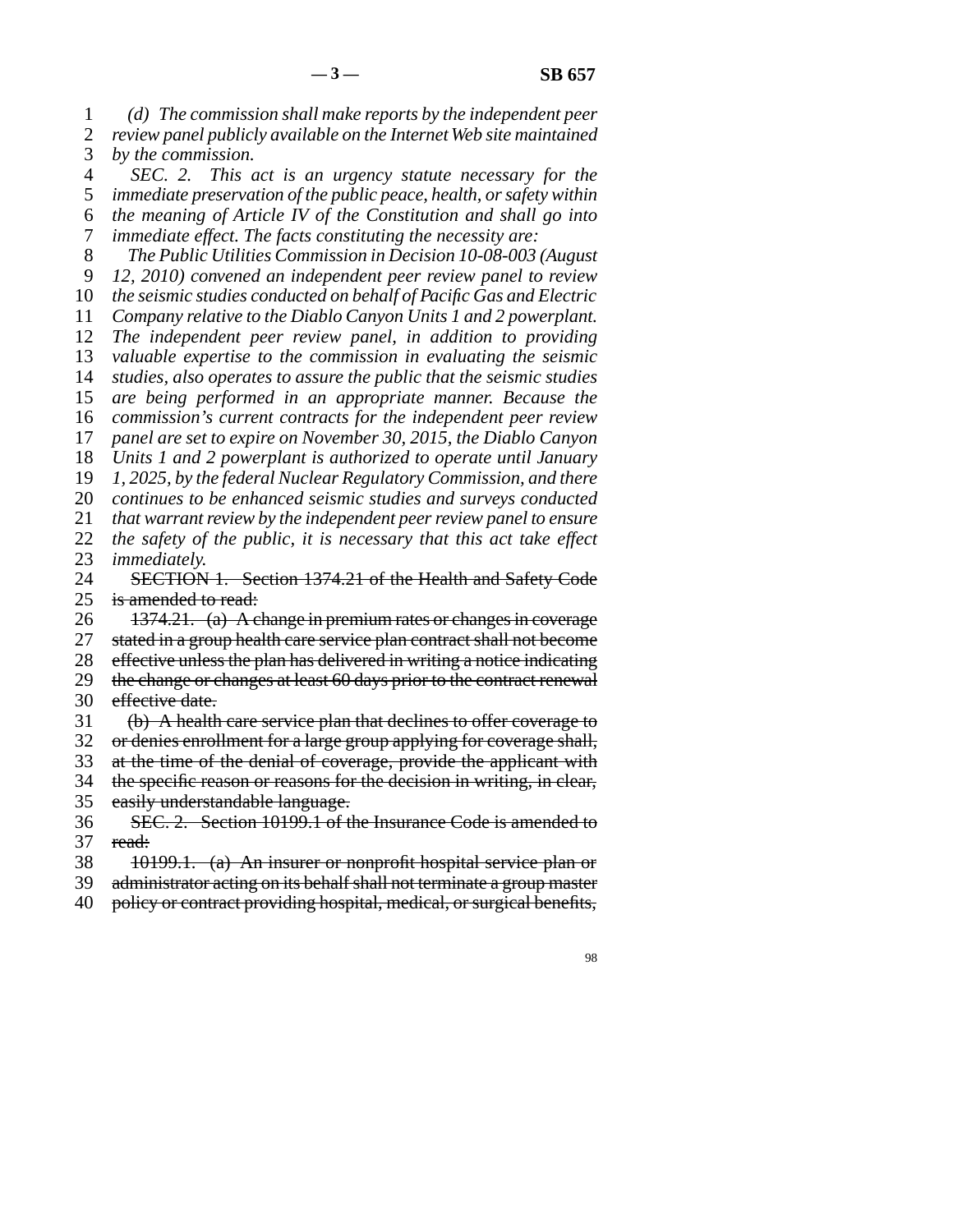*(d) The commission shall make reports by the independent peer review panel publicly available on the Internet Web site maintained by the commission.*

*SEC. 2. This act is an urgency statute necessary for the immediate preservation of the public peace, health, or safety within the meaning of Article IV of the Constitution and shall go into immediate effect. The facts constituting the necessity are:*

*The Public Utilities Commission in Decision 10-08-003 (August 12, 2010) convened an independent peer review panel to review the seismic studies conducted on behalf of Pacific Gas and Electric Company relative to the Diablo Canyon Units 1 and 2 powerplant. The independent peer review panel, in addition to providing valuable expertise to the commission in evaluating the seismic studies, also operates to assure the public that the seismic studies are being performed in an appropriate manner. Because the commission's current contracts for the independent peer review panel are set to expire on November 30, 2015, the Diablo Canyon Units 1 and 2 powerplant is authorized to operate until January 1, 2025, by the federal Nuclear Regulatory Commission, and there continues to be enhanced seismic studies and surveys conducted that warrant review by the independent peer review panel to ensure the safety of the public, it is necessary that this act take effect immediately.*

~~SECTION 1. Section 1374.21 of the Health and Safety Code is amended to read:~~

~~1374.21. (a) A change in premium rates or changes in coverage stated in a group health care service plan contract shall not become effective unless the plan has delivered in writing a notice indicating the change or changes at least 60 days prior to the contract renewal effective date.~~

~~(b) A health care service plan that declines to offer coverage to or denies enrollment for a large group applying for coverage shall, at the time of the denial of coverage, provide the applicant with the specific reason or reasons for the decision in writing, in clear, easily understandable language.~~

~~SEC. 2. Section 10199.1 of the Insurance Code is amended to read:~~

~~10199.1. (a) An insurer or nonprofit hospital service plan or administrator acting on its behalf shall not terminate a group master policy or contract providing hospital, medical, or surgical benefits,~~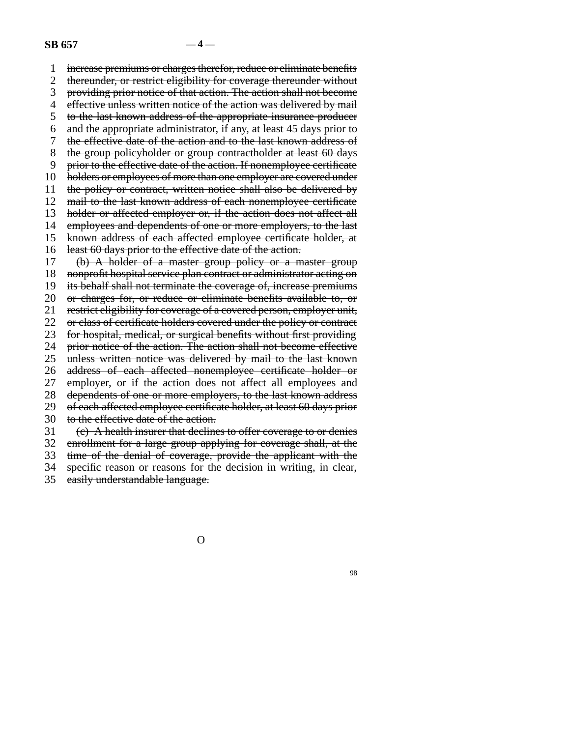~~increase premiums or charges therefor, reduce or eliminate benefits thereunder, or restrict eligibility for coverage thereunder without providing prior notice of that action. The action shall not become effective unless written notice of the action was delivered by mail to the last known address of the appropriate insurance producer and the appropriate administrator, if any, at least 45 days prior to the effective date of the action and to the last known address of the group policyholder or group contractholder at least 60 days prior to the effective date of the action. If nonemployee certificate holders or employees of more than one employer are covered under the policy or contract, written notice shall also be delivered by mail to the last known address of each nonemployee certificate holder or affected employer or, if the action does not affect all employees and dependents of one or more employers, to the last known address of each affected employee certificate holder, at least 60 days prior to the effective date of the action.~~

~~(b) A holder of a master group policy or a master group nonprofit hospital service plan contract or administrator acting on its behalf shall not terminate the coverage of, increase premiums or charges for, or reduce or eliminate benefits available to, or restrict eligibility for coverage of a covered person, employer unit, or class of certificate holders covered under the policy or contract for hospital, medical, or surgical benefits without first providing prior notice of the action. The action shall not become effective unless written notice was delivered by mail to the last known address of each affected nonemployee certificate holder or employer, or if the action does not affect all employees and dependents of one or more employers, to the last known address of each affected employee certificate holder, at least 60 days prior to the effective date of the action.~~

~~(c) A health insurer that declines to offer coverage to or denies enrollment for a large group applying for coverage shall, at the time of the denial of coverage, provide the applicant with the specific reason or reasons for the decision in writing, in clear, easily understandable language.~~

O